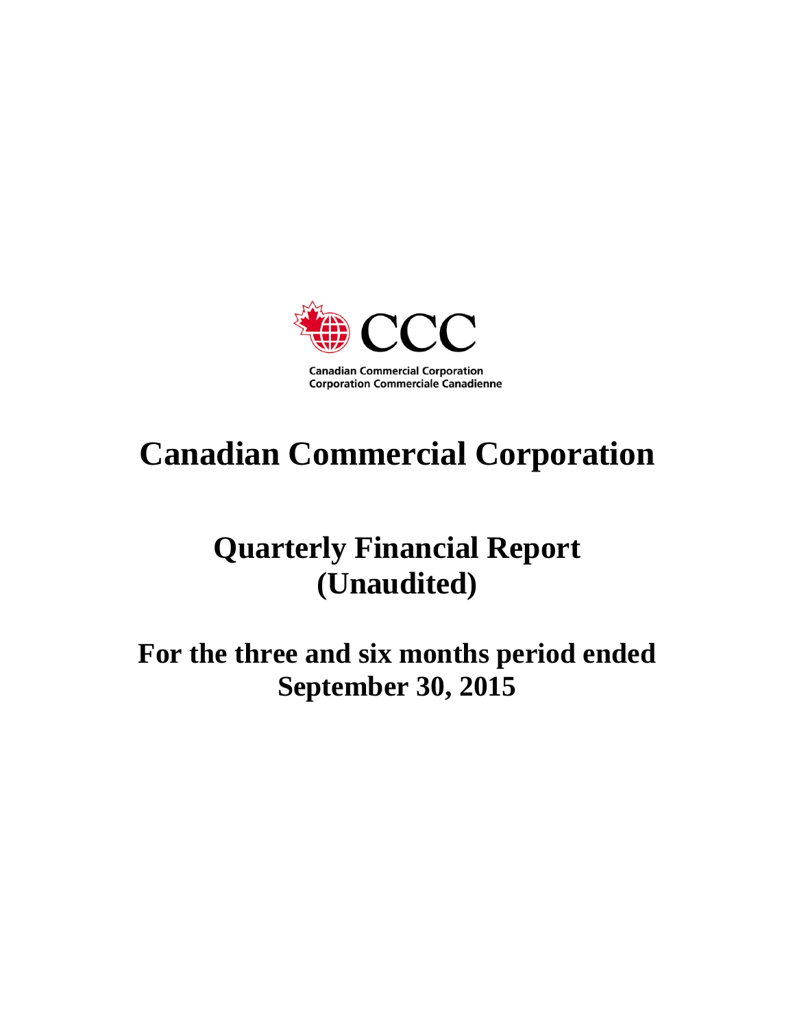CCC

Canadian Commercial Corporation
Corporation Commerciale Canadienne

# Canadian Commercial Corporation

## Quarterly Financial Report (Unaudited)

## For the three and six months period ended September 30, 2015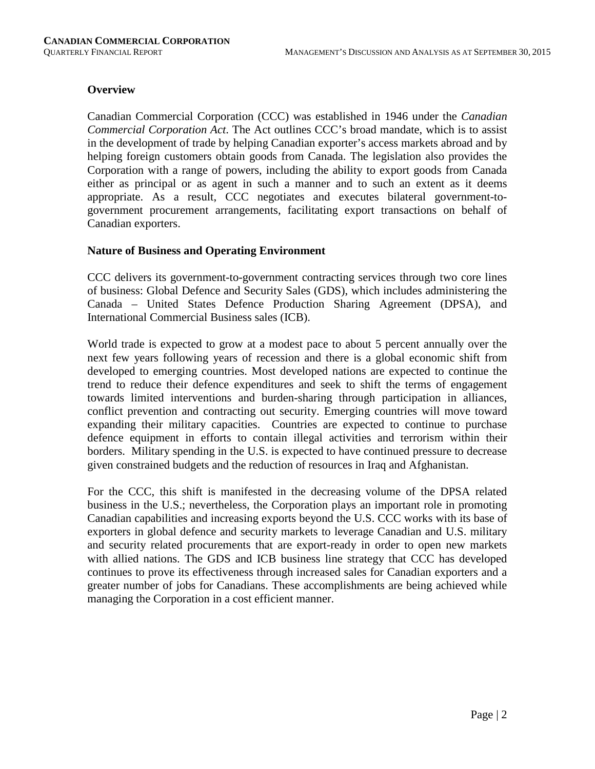## Overview

Canadian Commercial Corporation (CCC) was established in 1946 under the *Canadian Commercial Corporation Act*. The Act outlines CCC's broad mandate, which is to assist in the development of trade by helping Canadian exporter's access markets abroad and by helping foreign customers obtain goods from Canada. The legislation also provides the Corporation with a range of powers, including the ability to export goods from Canada either as principal or as agent in such a manner and to such an extent as it deems appropriate. As a result, CCC negotiates and executes bilateral government-to-government procurement arrangements, facilitating export transactions on behalf of Canadian exporters.

## Nature of Business and Operating Environment

CCC delivers its government-to-government contracting services through two core lines of business: Global Defence and Security Sales (GDS), which includes administering the Canada – United States Defence Production Sharing Agreement (DPSA), and International Commercial Business sales (ICB).

World trade is expected to grow at a modest pace to about 5 percent annually over the next few years following years of recession and there is a global economic shift from developed to emerging countries. Most developed nations are expected to continue the trend to reduce their defence expenditures and seek to shift the terms of engagement towards limited interventions and burden-sharing through participation in alliances, conflict prevention and contracting out security. Emerging countries will move toward expanding their military capacities. Countries are expected to continue to purchase defence equipment in efforts to contain illegal activities and terrorism within their borders. Military spending in the U.S. is expected to have continued pressure to decrease given constrained budgets and the reduction of resources in Iraq and Afghanistan.

For the CCC, this shift is manifested in the decreasing volume of the DPSA related business in the U.S.; nevertheless, the Corporation plays an important role in promoting Canadian capabilities and increasing exports beyond the U.S. CCC works with its base of exporters in global defence and security markets to leverage Canadian and U.S. military and security related procurements that are export-ready in order to open new markets with allied nations. The GDS and ICB business line strategy that CCC has developed continues to prove its effectiveness through increased sales for Canadian exporters and a greater number of jobs for Canadians. These accomplishments are being achieved while managing the Corporation in a cost efficient manner.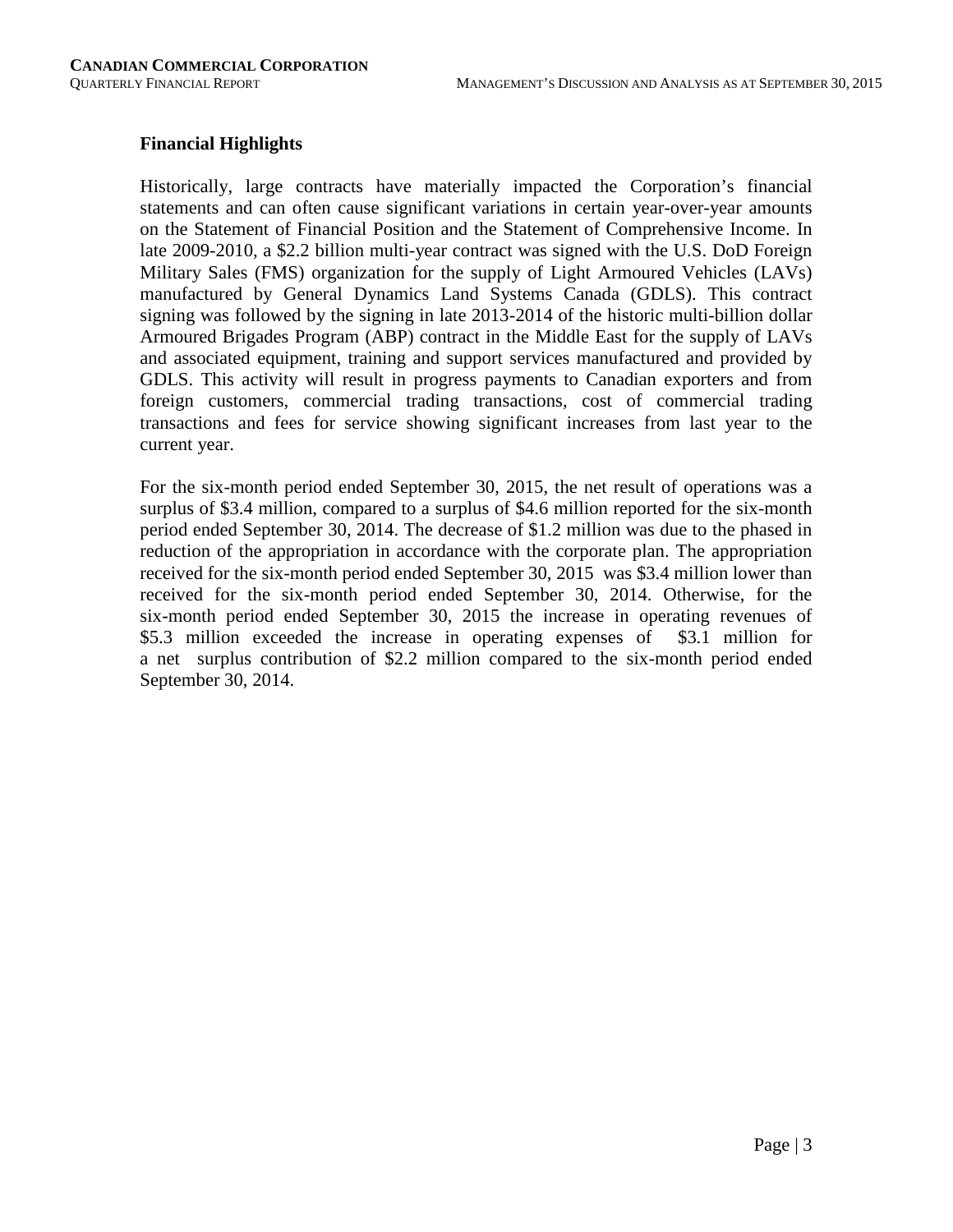## Financial Highlights

Historically, large contracts have materially impacted the Corporation's financial statements and can often cause significant variations in certain year-over-year amounts on the Statement of Financial Position and the Statement of Comprehensive Income. In late 2009-2010, a $2.2 billion multi-year contract was signed with the U.S. DoD Foreign Military Sales (FMS) organization for the supply of Light Armoured Vehicles (LAVs) manufactured by General Dynamics Land Systems Canada (GDLS). This contract signing was followed by the signing in late 2013-2014 of the historic multi-billion dollar Armoured Brigades Program (ABP) contract in the Middle East for the supply of LAVs and associated equipment, training and support services manufactured and provided by GDLS. This activity will result in progress payments to Canadian exporters and from foreign customers, commercial trading transactions, cost of commercial trading transactions and fees for service showing significant increases from last year to the current year.

For the six-month period ended September 30, 2015, the net result of operations was a surplus of $3.4 million, compared to a surplus of $4.6 million reported for the six-month period ended September 30, 2014. The decrease of $1.2 million was due to the phased in reduction of the appropriation in accordance with the corporate plan. The appropriation received for the six-month period ended September 30, 2015 was $3.4 million lower than received for the six-month period ended September 30, 2014. Otherwise, for the six-month period ended September 30, 2015 the increase in operating revenues of $5.3 million exceeded the increase in operating expenses of $3.1 million for a net surplus contribution of $2.2 million compared to the six-month period ended September 30, 2014.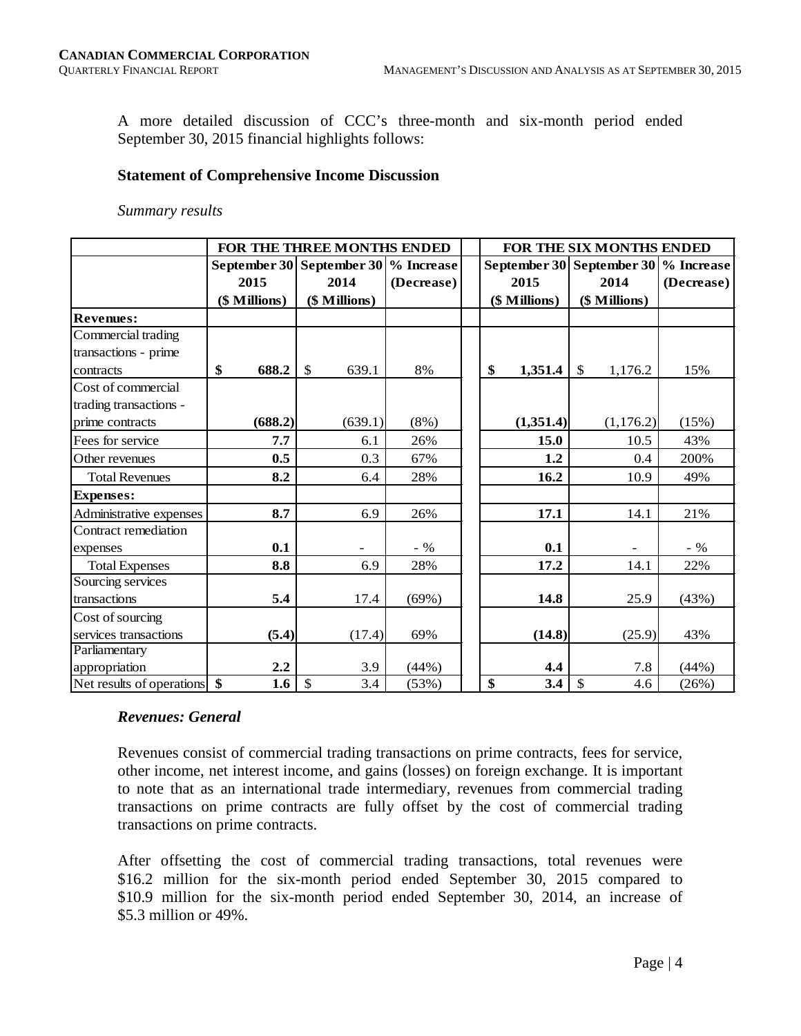A more detailed discussion of CCC's three-month and six-month period ended September 30, 2015 financial highlights follows:

### Statement of Comprehensive Income Discussion

*Summary results*

| | FOR THE THREE MONTHS ENDED | | | | FOR THE SIX MONTHS ENDED | | |
|---|---|---|---|---|---|---|---|
| | September 30 2015 ($ Millions) | September 30 2014 ($ Millions) | % Increase (Decrease) | | September 30 2015 ($ Millions) | September 30 2014 ($ Millions) | % Increase (Decrease) |
| **Revenues:** | | | | | | | |
| Commercial trading transactions - prime contracts | **$ 688.2** | $ 639.1 | 8% | | **$ 1,351.4** | $ 1,176.2 | 15% |
| Cost of commercial trading transactions - prime contracts | **(688.2)** | (639.1) | (8%) | | **(1,351.4)** | (1,176.2) | (15%) |
| Fees for service | **7.7** | 6.1 | 26% | | **15.0** | 10.5 | 43% |
| Other revenues | **0.5** | 0.3 | 67% | | **1.2** | 0.4 | 200% |
| Total Revenues | **8.2** | 6.4 | 28% | | **16.2** | 10.9 | 49% |
| **Expenses:** | | | | | | | |
| Administrative expenses | **8.7** | 6.9 | 26% | | **17.1** | 14.1 | 21% |
| Contract remediation expenses | **0.1** | - | - % | | **0.1** | - | - % |
| Total Expenses | **8.8** | 6.9 | 28% | | **17.2** | 14.1 | 22% |
| Sourcing services transactions | **5.4** | 17.4 | (69%) | | **14.8** | 25.9 | (43%) |
| Cost of sourcing services transactions | **(5.4)** | (17.4) | 69% | | **(14.8)** | (25.9) | 43% |
| Parliamentary appropriation | **2.2** | 3.9 | (44%) | | **4.4** | 7.8 | (44%) |
| Net results of operations | **$ 1.6** | $ 3.4 | (53%) | | **$ 3.4** | $ 4.6 | (26%) |

***Revenues: General***

Revenues consist of commercial trading transactions on prime contracts, fees for service, other income, net interest income, and gains (losses) on foreign exchange. It is important to note that as an international trade intermediary, revenues from commercial trading transactions on prime contracts are fully offset by the cost of commercial trading transactions on prime contracts.

After offsetting the cost of commercial trading transactions, total revenues were $16.2 million for the six-month period ended September 30, 2015 compared to $10.9 million for the six-month period ended September 30, 2014, an increase of $5.3 million or 49%.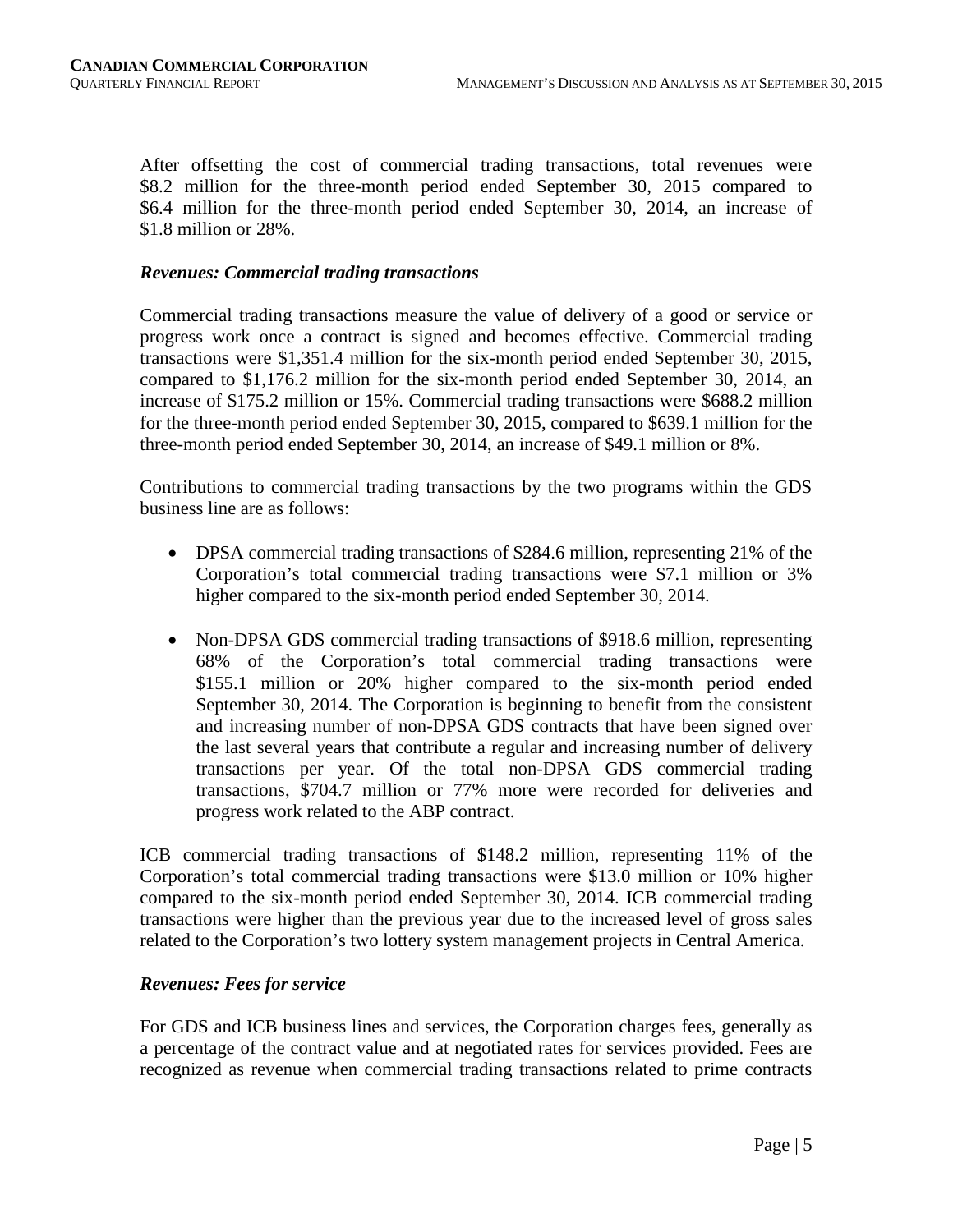After offsetting the cost of commercial trading transactions, total revenues were $8.2 million for the three-month period ended September 30, 2015 compared to $6.4 million for the three-month period ended September 30, 2014, an increase of $1.8 million or 28%.

### *Revenues: Commercial trading transactions*

Commercial trading transactions measure the value of delivery of a good or service or progress work once a contract is signed and becomes effective. Commercial trading transactions were $1,351.4 million for the six-month period ended September 30, 2015, compared to $1,176.2 million for the six-month period ended September 30, 2014, an increase of $175.2 million or 15%. Commercial trading transactions were $688.2 million for the three-month period ended September 30, 2015, compared to $639.1 million for the three-month period ended September 30, 2014, an increase of $49.1 million or 8%.

Contributions to commercial trading transactions by the two programs within the GDS business line are as follows:

- DPSA commercial trading transactions of $284.6 million, representing 21% of the Corporation's total commercial trading transactions were $7.1 million or 3% higher compared to the six-month period ended September 30, 2014.
- Non-DPSA GDS commercial trading transactions of $918.6 million, representing 68% of the Corporation's total commercial trading transactions were $155.1 million or 20% higher compared to the six-month period ended September 30, 2014. The Corporation is beginning to benefit from the consistent and increasing number of non-DPSA GDS contracts that have been signed over the last several years that contribute a regular and increasing number of delivery transactions per year. Of the total non-DPSA GDS commercial trading transactions, $704.7 million or 77% more were recorded for deliveries and progress work related to the ABP contract.

ICB commercial trading transactions of $148.2 million, representing 11% of the Corporation's total commercial trading transactions were $13.0 million or 10% higher compared to the six-month period ended September 30, 2014. ICB commercial trading transactions were higher than the previous year due to the increased level of gross sales related to the Corporation's two lottery system management projects in Central America.

### *Revenues: Fees for service*

For GDS and ICB business lines and services, the Corporation charges fees, generally as a percentage of the contract value and at negotiated rates for services provided. Fees are recognized as revenue when commercial trading transactions related to prime contracts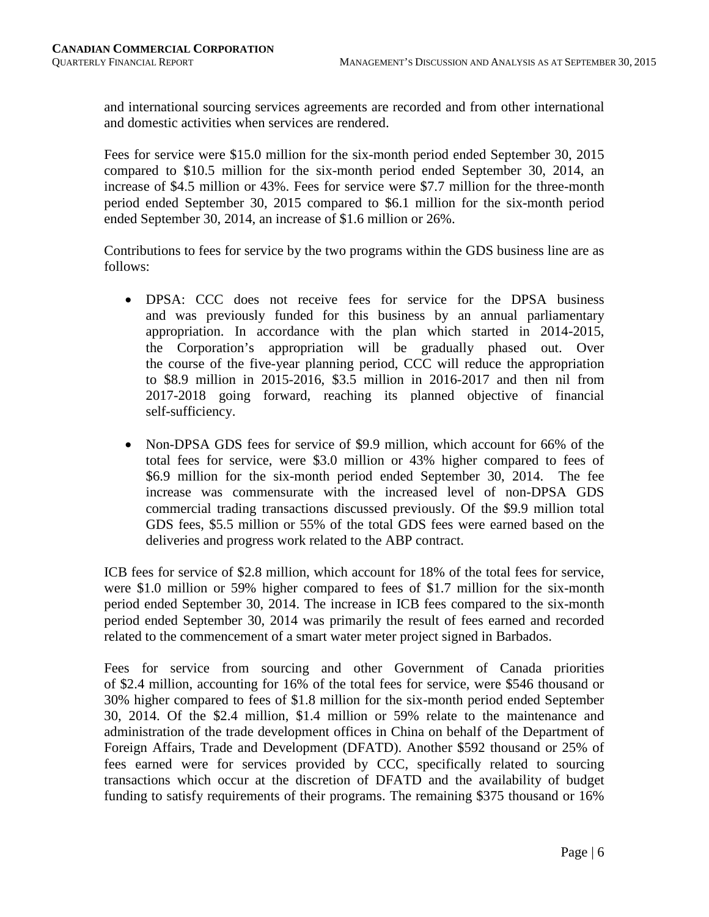and international sourcing services agreements are recorded and from other international and domestic activities when services are rendered.

Fees for service were $15.0 million for the six-month period ended September 30, 2015 compared to $10.5 million for the six-month period ended September 30, 2014, an increase of $4.5 million or 43%. Fees for service were $7.7 million for the three-month period ended September 30, 2015 compared to $6.1 million for the six-month period ended September 30, 2014, an increase of $1.6 million or 26%.

Contributions to fees for service by the two programs within the GDS business line are as follows:

- DPSA: CCC does not receive fees for service for the DPSA business and was previously funded for this business by an annual parliamentary appropriation. In accordance with the plan which started in 2014-2015, the Corporation's appropriation will be gradually phased out. Over the course of the five-year planning period, CCC will reduce the appropriation to $8.9 million in 2015-2016, $3.5 million in 2016-2017 and then nil from 2017-2018 going forward, reaching its planned objective of financial self-sufficiency.
- Non-DPSA GDS fees for service of $9.9 million, which account for 66% of the total fees for service, were $3.0 million or 43% higher compared to fees of $6.9 million for the six-month period ended September 30, 2014. The fee increase was commensurate with the increased level of non-DPSA GDS commercial trading transactions discussed previously. Of the $9.9 million total GDS fees, $5.5 million or 55% of the total GDS fees were earned based on the deliveries and progress work related to the ABP contract.

ICB fees for service of $2.8 million, which account for 18% of the total fees for service, were $1.0 million or 59% higher compared to fees of $1.7 million for the six-month period ended September 30, 2014. The increase in ICB fees compared to the six-month period ended September 30, 2014 was primarily the result of fees earned and recorded related to the commencement of a smart water meter project signed in Barbados.

Fees for service from sourcing and other Government of Canada priorities of $2.4 million, accounting for 16% of the total fees for service, were $546 thousand or 30% higher compared to fees of $1.8 million for the six-month period ended September 30, 2014. Of the $2.4 million, $1.4 million or 59% relate to the maintenance and administration of the trade development offices in China on behalf of the Department of Foreign Affairs, Trade and Development (DFATD). Another $592 thousand or 25% of fees earned were for services provided by CCC, specifically related to sourcing transactions which occur at the discretion of DFATD and the availability of budget funding to satisfy requirements of their programs. The remaining $375 thousand or 16%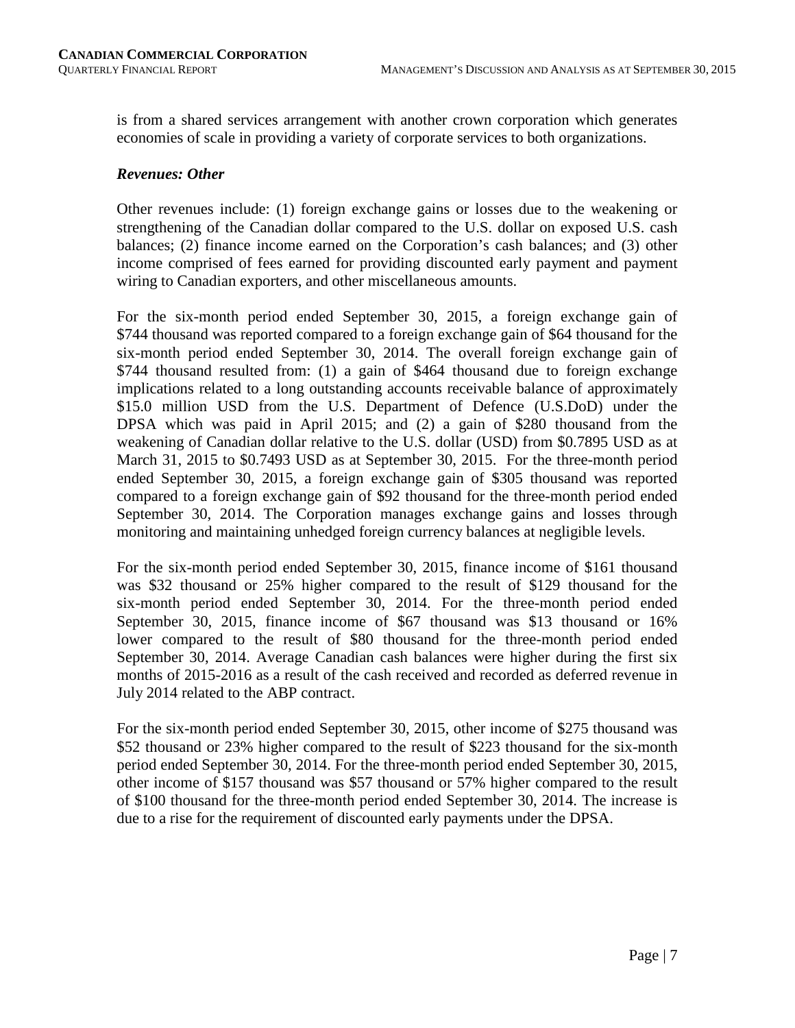is from a shared services arrangement with another crown corporation which generates economies of scale in providing a variety of corporate services to both organizations.

***Revenues: Other***

Other revenues include: (1) foreign exchange gains or losses due to the weakening or strengthening of the Canadian dollar compared to the U.S. dollar on exposed U.S. cash balances; (2) finance income earned on the Corporation's cash balances; and (3) other income comprised of fees earned for providing discounted early payment and payment wiring to Canadian exporters, and other miscellaneous amounts.

For the six-month period ended September 30, 2015, a foreign exchange gain of $744 thousand was reported compared to a foreign exchange gain of $64 thousand for the six-month period ended September 30, 2014. The overall foreign exchange gain of $744 thousand resulted from: (1) a gain of $464 thousand due to foreign exchange implications related to a long outstanding accounts receivable balance of approximately $15.0 million USD from the U.S. Department of Defence (U.S.DoD) under the DPSA which was paid in April 2015; and (2) a gain of $280 thousand from the weakening of Canadian dollar relative to the U.S. dollar (USD) from $0.7895 USD as at March 31, 2015 to $0.7493 USD as at September 30, 2015. For the three-month period ended September 30, 2015, a foreign exchange gain of $305 thousand was reported compared to a foreign exchange gain of $92 thousand for the three-month period ended September 30, 2014. The Corporation manages exchange gains and losses through monitoring and maintaining unhedged foreign currency balances at negligible levels.

For the six-month period ended September 30, 2015, finance income of $161 thousand was $32 thousand or 25% higher compared to the result of $129 thousand for the six-month period ended September 30, 2014. For the three-month period ended September 30, 2015, finance income of $67 thousand was $13 thousand or 16% lower compared to the result of $80 thousand for the three-month period ended September 30, 2014. Average Canadian cash balances were higher during the first six months of 2015-2016 as a result of the cash received and recorded as deferred revenue in July 2014 related to the ABP contract.

For the six-month period ended September 30, 2015, other income of $275 thousand was $52 thousand or 23% higher compared to the result of $223 thousand for the six-month period ended September 30, 2014. For the three-month period ended September 30, 2015, other income of $157 thousand was $57 thousand or 57% higher compared to the result of $100 thousand for the three-month period ended September 30, 2014. The increase is due to a rise for the requirement of discounted early payments under the DPSA.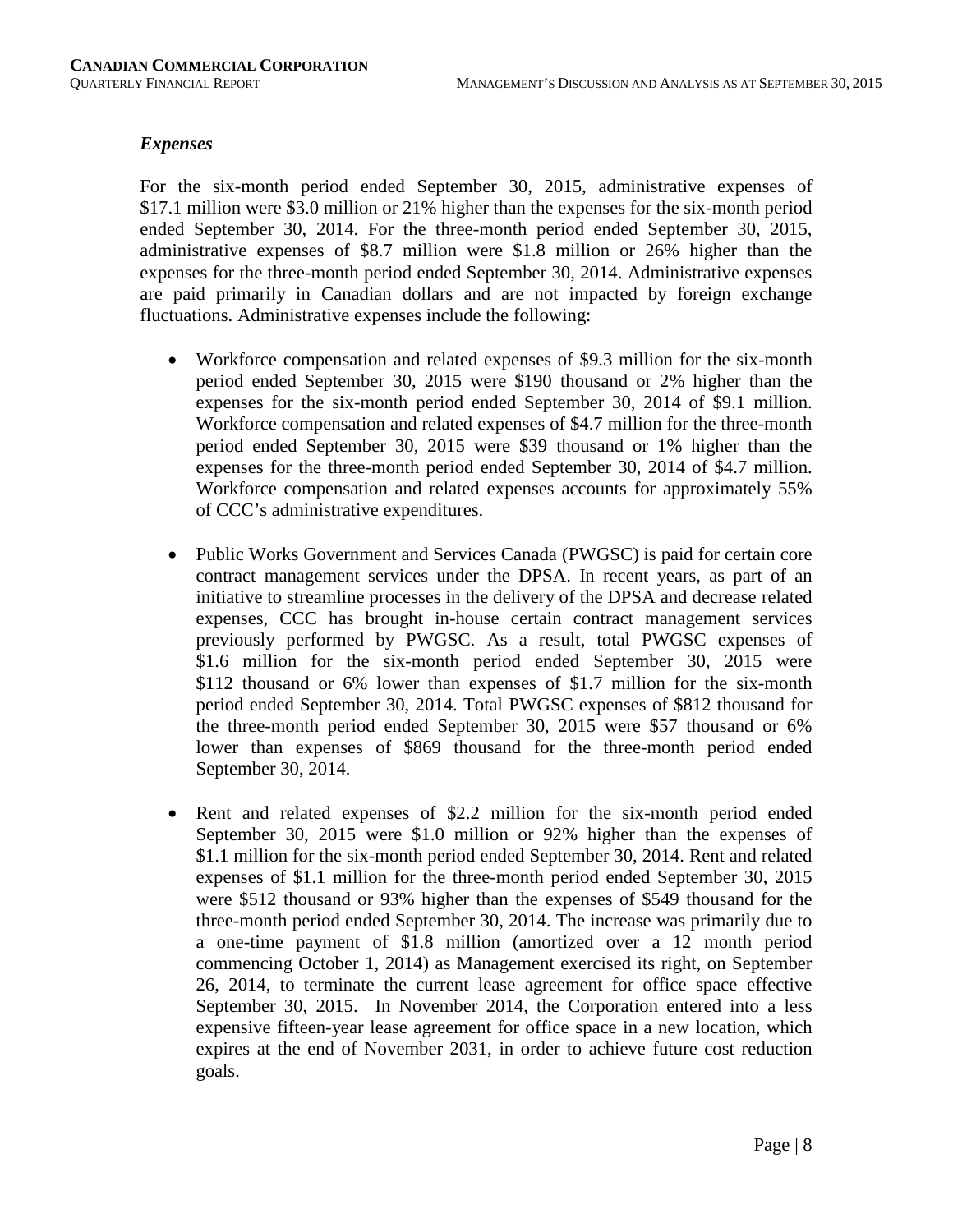### *Expenses*

For the six-month period ended September 30, 2015, administrative expenses of $17.1 million were $3.0 million or 21% higher than the expenses for the six-month period ended September 30, 2014. For the three-month period ended September 30, 2015, administrative expenses of $8.7 million were $1.8 million or 26% higher than the expenses for the three-month period ended September 30, 2014. Administrative expenses are paid primarily in Canadian dollars and are not impacted by foreign exchange fluctuations. Administrative expenses include the following:

- Workforce compensation and related expenses of $9.3 million for the six-month period ended September 30, 2015 were $190 thousand or 2% higher than the expenses for the six-month period ended September 30, 2014 of $9.1 million. Workforce compensation and related expenses of $4.7 million for the three-month period ended September 30, 2015 were $39 thousand or 1% higher than the expenses for the three-month period ended September 30, 2014 of $4.7 million. Workforce compensation and related expenses accounts for approximately 55% of CCC's administrative expenditures.

- Public Works Government and Services Canada (PWGSC) is paid for certain core contract management services under the DPSA. In recent years, as part of an initiative to streamline processes in the delivery of the DPSA and decrease related expenses, CCC has brought in-house certain contract management services previously performed by PWGSC. As a result, total PWGSC expenses of $1.6 million for the six-month period ended September 30, 2015 were $112 thousand or 6% lower than expenses of $1.7 million for the six-month period ended September 30, 2014. Total PWGSC expenses of $812 thousand for the three-month period ended September 30, 2015 were $57 thousand or 6% lower than expenses of $869 thousand for the three-month period ended September 30, 2014.

- Rent and related expenses of $2.2 million for the six-month period ended September 30, 2015 were $1.0 million or 92% higher than the expenses of $1.1 million for the six-month period ended September 30, 2014. Rent and related expenses of $1.1 million for the three-month period ended September 30, 2015 were $512 thousand or 93% higher than the expenses of $549 thousand for the three-month period ended September 30, 2014. The increase was primarily due to a one-time payment of $1.8 million (amortized over a 12 month period commencing October 1, 2014) as Management exercised its right, on September 26, 2014, to terminate the current lease agreement for office space effective September 30, 2015. In November 2014, the Corporation entered into a less expensive fifteen-year lease agreement for office space in a new location, which expires at the end of November 2031, in order to achieve future cost reduction goals.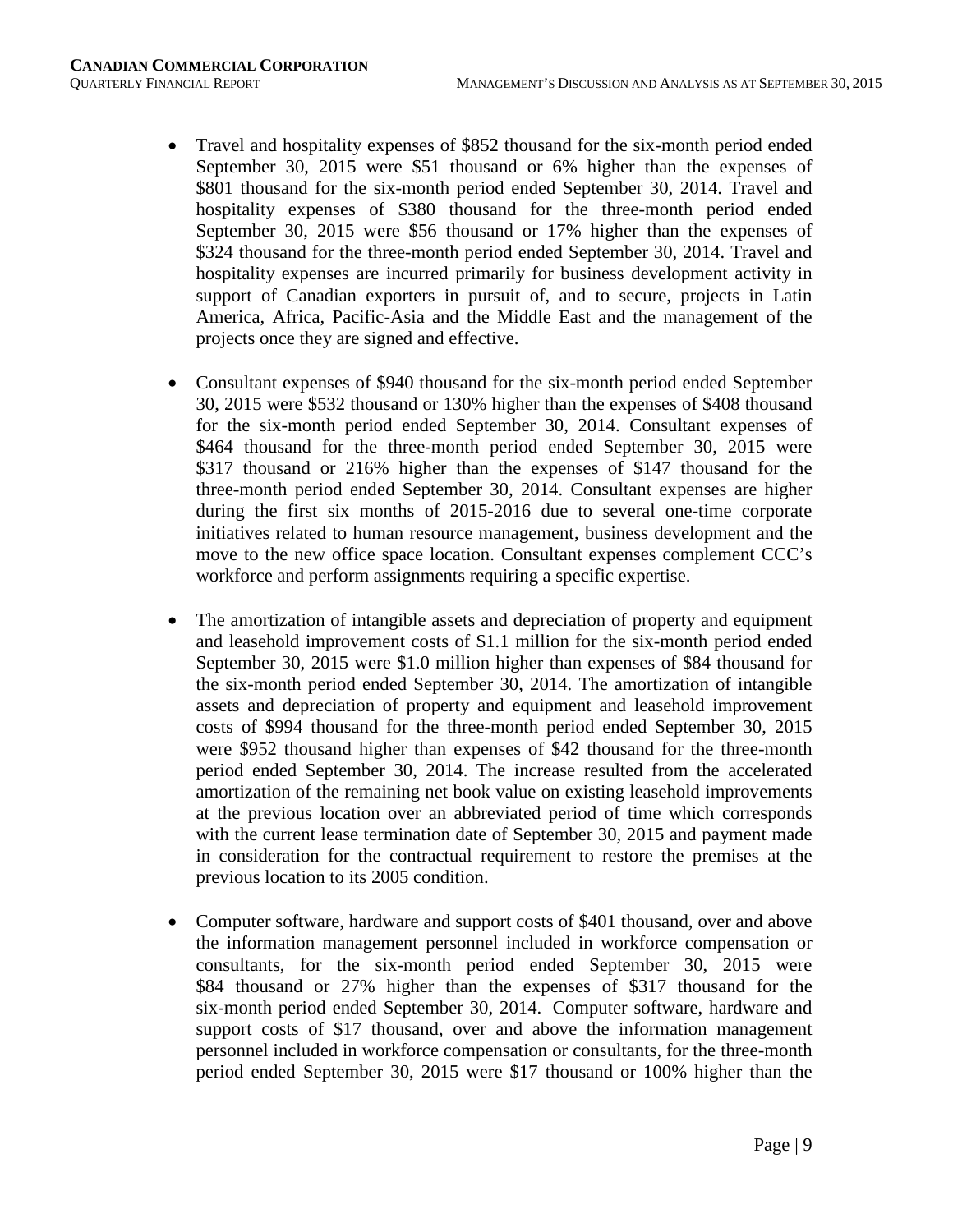- Travel and hospitality expenses of $852 thousand for the six-month period ended September 30, 2015 were $51 thousand or 6% higher than the expenses of $801 thousand for the six-month period ended September 30, 2014. Travel and hospitality expenses of $380 thousand for the three-month period ended September 30, 2015 were $56 thousand or 17% higher than the expenses of $324 thousand for the three-month period ended September 30, 2014. Travel and hospitality expenses are incurred primarily for business development activity in support of Canadian exporters in pursuit of, and to secure, projects in Latin America, Africa, Pacific-Asia and the Middle East and the management of the projects once they are signed and effective.

- Consultant expenses of $940 thousand for the six-month period ended September 30, 2015 were $532 thousand or 130% higher than the expenses of $408 thousand for the six-month period ended September 30, 2014. Consultant expenses of $464 thousand for the three-month period ended September 30, 2015 were $317 thousand or 216% higher than the expenses of $147 thousand for the three-month period ended September 30, 2014. Consultant expenses are higher during the first six months of 2015-2016 due to several one-time corporate initiatives related to human resource management, business development and the move to the new office space location. Consultant expenses complement CCC's workforce and perform assignments requiring a specific expertise.

- The amortization of intangible assets and depreciation of property and equipment and leasehold improvement costs of $1.1 million for the six-month period ended September 30, 2015 were $1.0 million higher than expenses of $84 thousand for the six-month period ended September 30, 2014. The amortization of intangible assets and depreciation of property and equipment and leasehold improvement costs of $994 thousand for the three-month period ended September 30, 2015 were $952 thousand higher than expenses of $42 thousand for the three-month period ended September 30, 2014. The increase resulted from the accelerated amortization of the remaining net book value on existing leasehold improvements at the previous location over an abbreviated period of time which corresponds with the current lease termination date of September 30, 2015 and payment made in consideration for the contractual requirement to restore the premises at the previous location to its 2005 condition.

- Computer software, hardware and support costs of $401 thousand, over and above the information management personnel included in workforce compensation or consultants, for the six-month period ended September 30, 2015 were $84 thousand or 27% higher than the expenses of $317 thousand for the six-month period ended September 30, 2014. Computer software, hardware and support costs of $17 thousand, over and above the information management personnel included in workforce compensation or consultants, for the three-month period ended September 30, 2015 were $17 thousand or 100% higher than the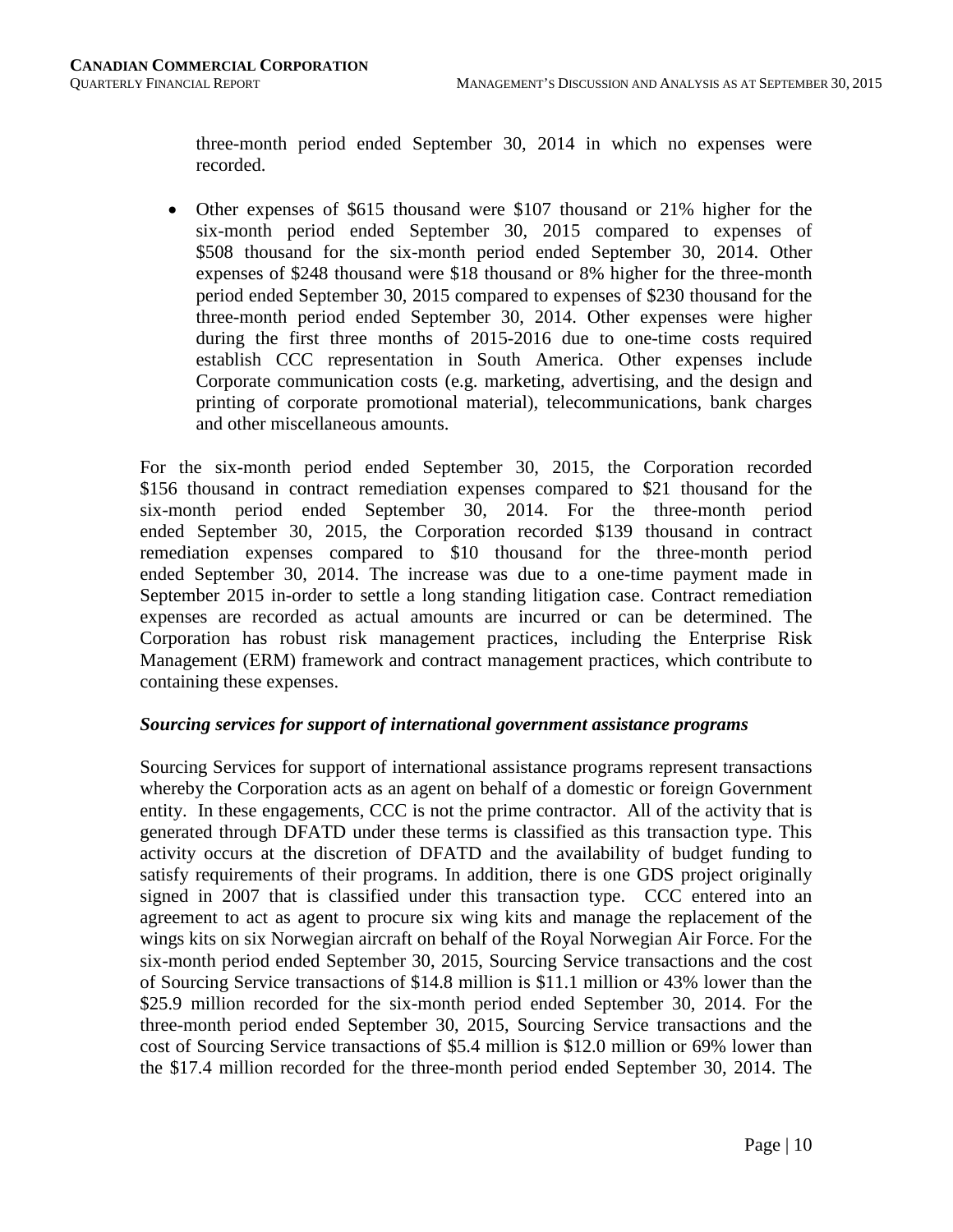three-month period ended September 30, 2014 in which no expenses were recorded.

- Other expenses of $615 thousand were $107 thousand or 21% higher for the six-month period ended September 30, 2015 compared to expenses of $508 thousand for the six-month period ended September 30, 2014. Other expenses of $248 thousand were $18 thousand or 8% higher for the three-month period ended September 30, 2015 compared to expenses of $230 thousand for the three-month period ended September 30, 2014. Other expenses were higher during the first three months of 2015-2016 due to one-time costs required establish CCC representation in South America. Other expenses include Corporate communication costs (e.g. marketing, advertising, and the design and printing of corporate promotional material), telecommunications, bank charges and other miscellaneous amounts.

For the six-month period ended September 30, 2015, the Corporation recorded $156 thousand in contract remediation expenses compared to $21 thousand for the six-month period ended September 30, 2014. For the three-month period ended September 30, 2015, the Corporation recorded $139 thousand in contract remediation expenses compared to $10 thousand for the three-month period ended September 30, 2014. The increase was due to a one-time payment made in September 2015 in-order to settle a long standing litigation case. Contract remediation expenses are recorded as actual amounts are incurred or can be determined. The Corporation has robust risk management practices, including the Enterprise Risk Management (ERM) framework and contract management practices, which contribute to containing these expenses.

***Sourcing services for support of international government assistance programs***

Sourcing Services for support of international assistance programs represent transactions whereby the Corporation acts as an agent on behalf of a domestic or foreign Government entity. In these engagements, CCC is not the prime contractor. All of the activity that is generated through DFATD under these terms is classified as this transaction type. This activity occurs at the discretion of DFATD and the availability of budget funding to satisfy requirements of their programs. In addition, there is one GDS project originally signed in 2007 that is classified under this transaction type. CCC entered into an agreement to act as agent to procure six wing kits and manage the replacement of the wings kits on six Norwegian aircraft on behalf of the Royal Norwegian Air Force. For the six-month period ended September 30, 2015, Sourcing Service transactions and the cost of Sourcing Service transactions of $14.8 million is $11.1 million or 43% lower than the $25.9 million recorded for the six-month period ended September 30, 2014. For the three-month period ended September 30, 2015, Sourcing Service transactions and the cost of Sourcing Service transactions of $5.4 million is $12.0 million or 69% lower than the $17.4 million recorded for the three-month period ended September 30, 2014. The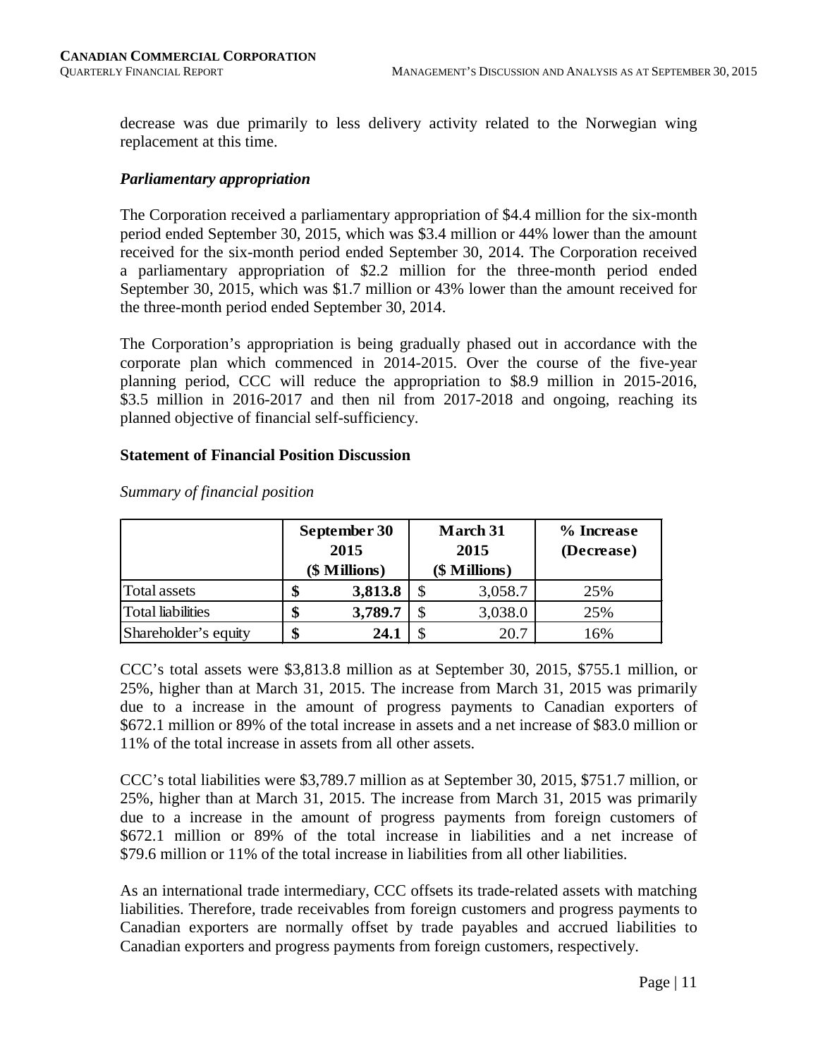decrease was due primarily to less delivery activity related to the Norwegian wing replacement at this time.

### *Parliamentary appropriation*

The Corporation received a parliamentary appropriation of $4.4 million for the six-month period ended September 30, 2015, which was $3.4 million or 44% lower than the amount received for the six-month period ended September 30, 2014. The Corporation received a parliamentary appropriation of $2.2 million for the three-month period ended September 30, 2015, which was $1.7 million or 43% lower than the amount received for the three-month period ended September 30, 2014.

The Corporation's appropriation is being gradually phased out in accordance with the corporate plan which commenced in 2014-2015. Over the course of the five-year planning period, CCC will reduce the appropriation to $8.9 million in 2015-2016, $3.5 million in 2016-2017 and then nil from 2017-2018 and ongoing, reaching its planned objective of financial self-sufficiency.

## Statement of Financial Position Discussion

*Summary of financial position*

| | September 30 2015 ($ Millions) | March 31 2015 ($ Millions) | % Increase (Decrease) |
|---|---|---|---|
| Total assets | **$ 3,813.8** | $ 3,058.7 | 25% |
| Total liabilities | **$ 3,789.7** | $ 3,038.0 | 25% |
| Shareholder's equity | **$ 24.1** | $ 20.7 | 16% |

CCC's total assets were $3,813.8 million as at September 30, 2015, $755.1 million, or 25%, higher than at March 31, 2015. The increase from March 31, 2015 was primarily due to a increase in the amount of progress payments to Canadian exporters of $672.1 million or 89% of the total increase in assets and a net increase of $83.0 million or 11% of the total increase in assets from all other assets.

CCC's total liabilities were $3,789.7 million as at September 30, 2015, $751.7 million, or 25%, higher than at March 31, 2015. The increase from March 31, 2015 was primarily due to a increase in the amount of progress payments from foreign customers of $672.1 million or 89% of the total increase in liabilities and a net increase of $79.6 million or 11% of the total increase in liabilities from all other liabilities.

As an international trade intermediary, CCC offsets its trade-related assets with matching liabilities. Therefore, trade receivables from foreign customers and progress payments to Canadian exporters are normally offset by trade payables and accrued liabilities to Canadian exporters and progress payments from foreign customers, respectively.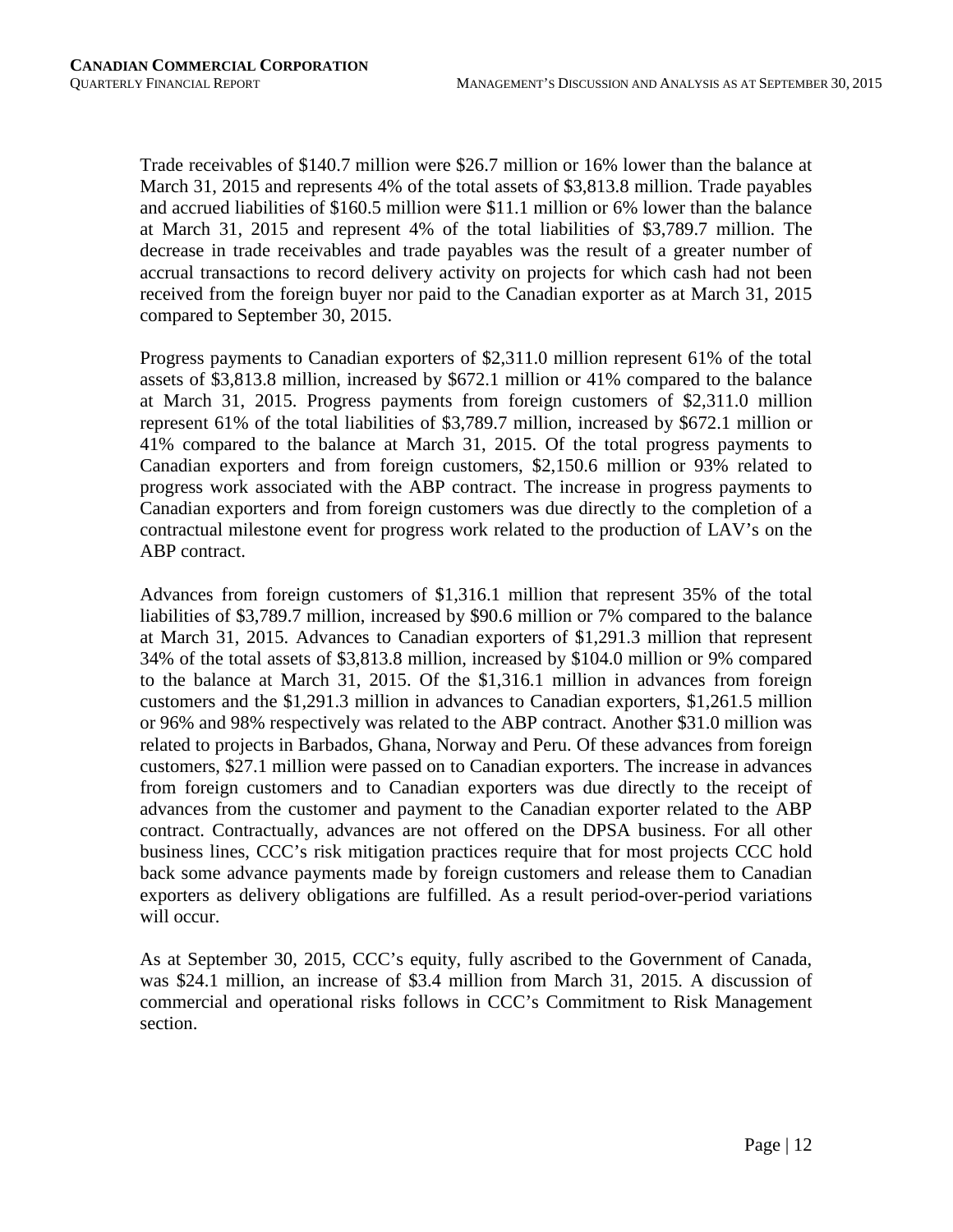Trade receivables of $140.7 million were $26.7 million or 16% lower than the balance at March 31, 2015 and represents 4% of the total assets of $3,813.8 million. Trade payables and accrued liabilities of $160.5 million were $11.1 million or 6% lower than the balance at March 31, 2015 and represent 4% of the total liabilities of $3,789.7 million. The decrease in trade receivables and trade payables was the result of a greater number of accrual transactions to record delivery activity on projects for which cash had not been received from the foreign buyer nor paid to the Canadian exporter as at March 31, 2015 compared to September 30, 2015.

Progress payments to Canadian exporters of $2,311.0 million represent 61% of the total assets of $3,813.8 million, increased by $672.1 million or 41% compared to the balance at March 31, 2015. Progress payments from foreign customers of $2,311.0 million represent 61% of the total liabilities of $3,789.7 million, increased by $672.1 million or 41% compared to the balance at March 31, 2015. Of the total progress payments to Canadian exporters and from foreign customers, $2,150.6 million or 93% related to progress work associated with the ABP contract. The increase in progress payments to Canadian exporters and from foreign customers was due directly to the completion of a contractual milestone event for progress work related to the production of LAV's on the ABP contract.

Advances from foreign customers of $1,316.1 million that represent 35% of the total liabilities of $3,789.7 million, increased by $90.6 million or 7% compared to the balance at March 31, 2015. Advances to Canadian exporters of $1,291.3 million that represent 34% of the total assets of $3,813.8 million, increased by $104.0 million or 9% compared to the balance at March 31, 2015. Of the $1,316.1 million in advances from foreign customers and the $1,291.3 million in advances to Canadian exporters, $1,261.5 million or 96% and 98% respectively was related to the ABP contract. Another $31.0 million was related to projects in Barbados, Ghana, Norway and Peru. Of these advances from foreign customers, $27.1 million were passed on to Canadian exporters. The increase in advances from foreign customers and to Canadian exporters was due directly to the receipt of advances from the customer and payment to the Canadian exporter related to the ABP contract. Contractually, advances are not offered on the DPSA business. For all other business lines, CCC's risk mitigation practices require that for most projects CCC hold back some advance payments made by foreign customers and release them to Canadian exporters as delivery obligations are fulfilled. As a result period-over-period variations will occur.

As at September 30, 2015, CCC's equity, fully ascribed to the Government of Canada, was $24.1 million, an increase of $3.4 million from March 31, 2015. A discussion of commercial and operational risks follows in CCC's Commitment to Risk Management section.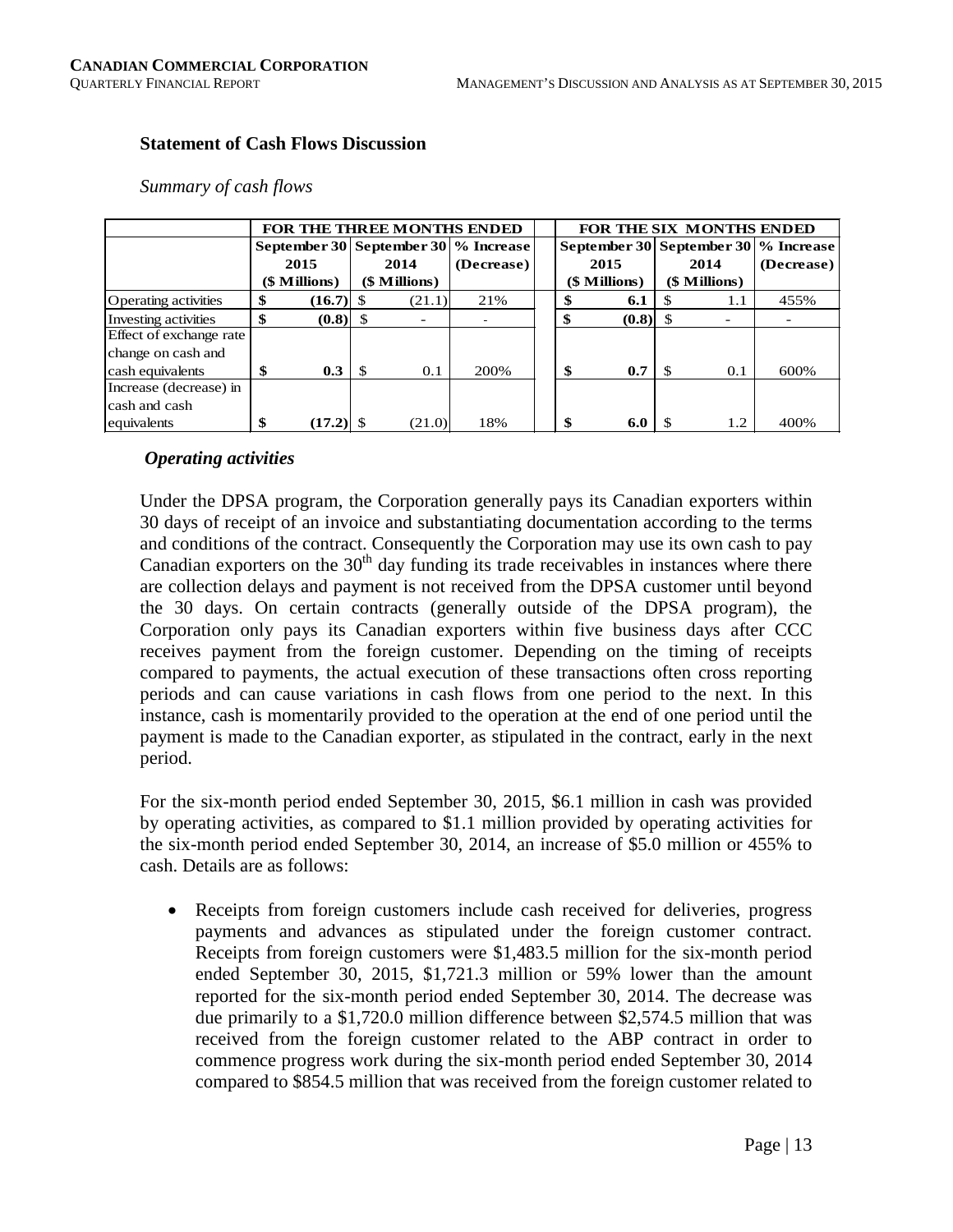### Statement of Cash Flows Discussion

*Summary of cash flows*

| | FOR THE THREE MONTHS ENDED | | | FOR THE SIX MONTHS ENDED | | |
|---|---|---|---|---|---|---|
| | September 30 2015 ($ Millions) | September 30 2014 ($ Millions) | % Increase (Decrease) | September 30 2015 ($ Millions) | September 30 2014 ($ Millions) | % Increase (Decrease) |
| Operating activities | $ (16.7) | $ (21.1) | 21% | $ 6.1 | $ 1.1 | 455% |
| Investing activities | $ (0.8) | $ - | - | $ (0.8) | $ - | - |
| Effect of exchange rate change on cash and cash equivalents | $ 0.3 | $ 0.1 | 200% | $ 0.7 | $ 0.1 | 600% |
| Increase (decrease) in cash and cash equivalents | $ (17.2) | $ (21.0) | 18% | $ 6.0 | $ 1.2 | 400% |

***Operating activities***

Under the DPSA program, the Corporation generally pays its Canadian exporters within 30 days of receipt of an invoice and substantiating documentation according to the terms and conditions of the contract. Consequently the Corporation may use its own cash to pay Canadian exporters on the 30th day funding its trade receivables in instances where there are collection delays and payment is not received from the DPSA customer until beyond the 30 days. On certain contracts (generally outside of the DPSA program), the Corporation only pays its Canadian exporters within five business days after CCC receives payment from the foreign customer. Depending on the timing of receipts compared to payments, the actual execution of these transactions often cross reporting periods and can cause variations in cash flows from one period to the next. In this instance, cash is momentarily provided to the operation at the end of one period until the payment is made to the Canadian exporter, as stipulated in the contract, early in the next period.

For the six-month period ended September 30, 2015, $6.1 million in cash was provided by operating activities, as compared to $1.1 million provided by operating activities for the six-month period ended September 30, 2014, an increase of $5.0 million or 455% to cash. Details are as follows:

- Receipts from foreign customers include cash received for deliveries, progress payments and advances as stipulated under the foreign customer contract. Receipts from foreign customers were $1,483.5 million for the six-month period ended September 30, 2015, $1,721.3 million or 59% lower than the amount reported for the six-month period ended September 30, 2014. The decrease was due primarily to a $1,720.0 million difference between $2,574.5 million that was received from the foreign customer related to the ABP contract in order to commence progress work during the six-month period ended September 30, 2014 compared to $854.5 million that was received from the foreign customer related to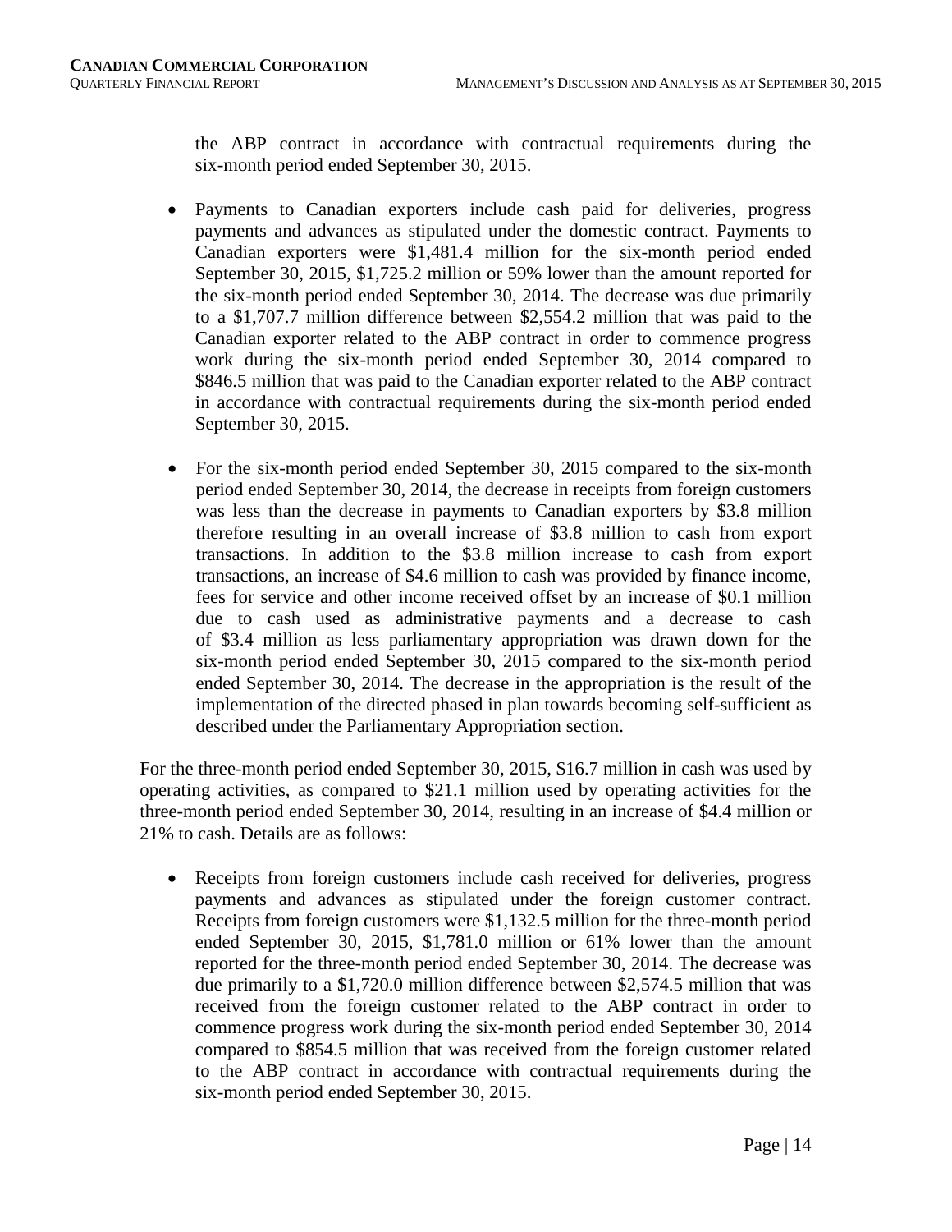the ABP contract in accordance with contractual requirements during the six-month period ended September 30, 2015.

- Payments to Canadian exporters include cash paid for deliveries, progress payments and advances as stipulated under the domestic contract. Payments to Canadian exporters were $1,481.4 million for the six-month period ended September 30, 2015, $1,725.2 million or 59% lower than the amount reported for the six-month period ended September 30, 2014. The decrease was due primarily to a $1,707.7 million difference between $2,554.2 million that was paid to the Canadian exporter related to the ABP contract in order to commence progress work during the six-month period ended September 30, 2014 compared to $846.5 million that was paid to the Canadian exporter related to the ABP contract in accordance with contractual requirements during the six-month period ended September 30, 2015.

- For the six-month period ended September 30, 2015 compared to the six-month period ended September 30, 2014, the decrease in receipts from foreign customers was less than the decrease in payments to Canadian exporters by $3.8 million therefore resulting in an overall increase of $3.8 million to cash from export transactions. In addition to the $3.8 million increase to cash from export transactions, an increase of $4.6 million to cash was provided by finance income, fees for service and other income received offset by an increase of $0.1 million due to cash used as administrative payments and a decrease to cash of $3.4 million as less parliamentary appropriation was drawn down for the six-month period ended September 30, 2015 compared to the six-month period ended September 30, 2014. The decrease in the appropriation is the result of the implementation of the directed phased in plan towards becoming self-sufficient as described under the Parliamentary Appropriation section.

For the three-month period ended September 30, 2015, $16.7 million in cash was used by operating activities, as compared to $21.1 million used by operating activities for the three-month period ended September 30, 2014, resulting in an increase of $4.4 million or 21% to cash. Details are as follows:

- Receipts from foreign customers include cash received for deliveries, progress payments and advances as stipulated under the foreign customer contract. Receipts from foreign customers were $1,132.5 million for the three-month period ended September 30, 2015, $1,781.0 million or 61% lower than the amount reported for the three-month period ended September 30, 2014. The decrease was due primarily to a $1,720.0 million difference between $2,574.5 million that was received from the foreign customer related to the ABP contract in order to commence progress work during the six-month period ended September 30, 2014 compared to $854.5 million that was received from the foreign customer related to the ABP contract in accordance with contractual requirements during the six-month period ended September 30, 2015.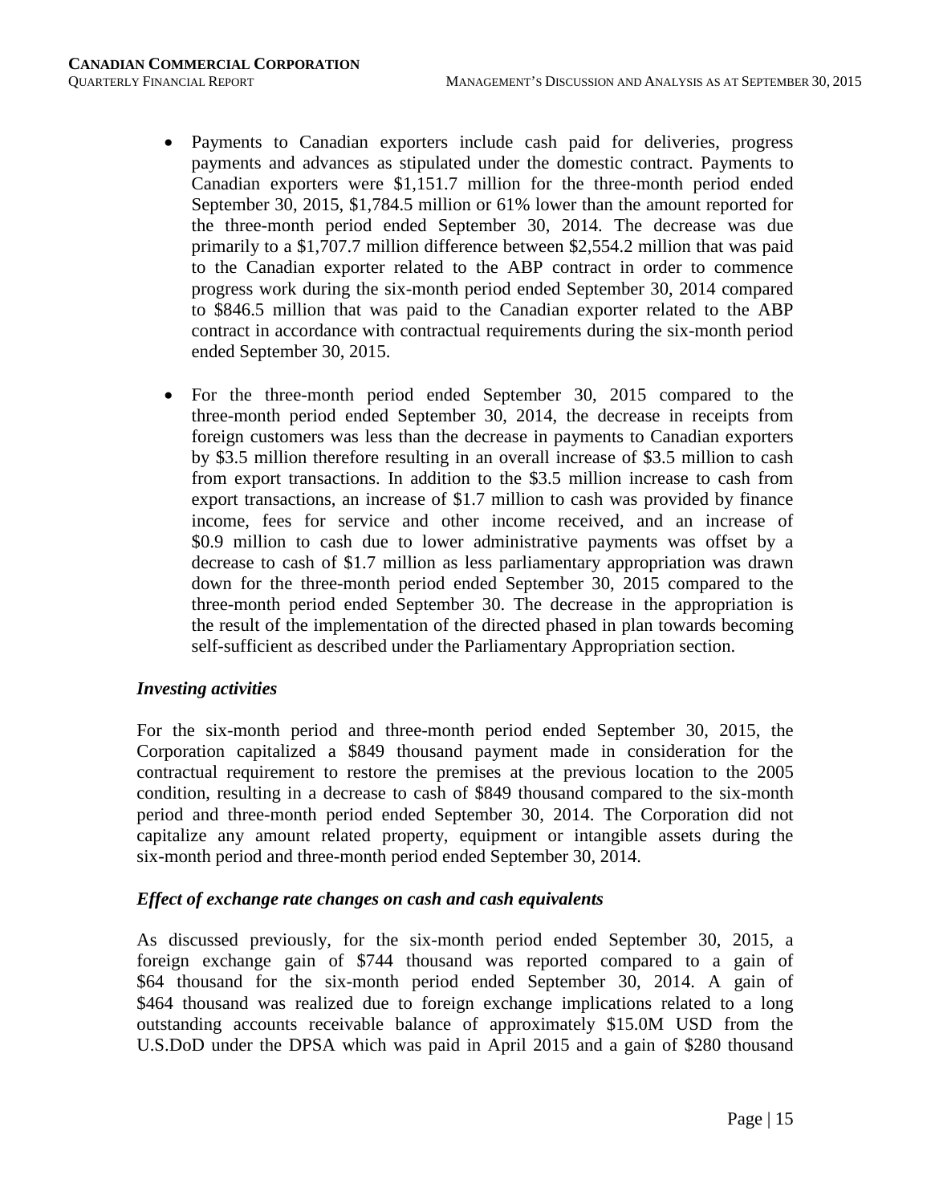- Payments to Canadian exporters include cash paid for deliveries, progress payments and advances as stipulated under the domestic contract. Payments to Canadian exporters were $1,151.7 million for the three-month period ended September 30, 2015, $1,784.5 million or 61% lower than the amount reported for the three-month period ended September 30, 2014. The decrease was due primarily to a $1,707.7 million difference between $2,554.2 million that was paid to the Canadian exporter related to the ABP contract in order to commence progress work during the six-month period ended September 30, 2014 compared to $846.5 million that was paid to the Canadian exporter related to the ABP contract in accordance with contractual requirements during the six-month period ended September 30, 2015.

- For the three-month period ended September 30, 2015 compared to the three-month period ended September 30, 2014, the decrease in receipts from foreign customers was less than the decrease in payments to Canadian exporters by $3.5 million therefore resulting in an overall increase of $3.5 million to cash from export transactions. In addition to the $3.5 million increase to cash from export transactions, an increase of $1.7 million to cash was provided by finance income, fees for service and other income received, and an increase of $0.9 million to cash due to lower administrative payments was offset by a decrease to cash of $1.7 million as less parliamentary appropriation was drawn down for the three-month period ended September 30, 2015 compared to the three-month period ended September 30. The decrease in the appropriation is the result of the implementation of the directed phased in plan towards becoming self-sufficient as described under the Parliamentary Appropriation section.

### *Investing activities*

For the six-month period and three-month period ended September 30, 2015, the Corporation capitalized a $849 thousand payment made in consideration for the contractual requirement to restore the premises at the previous location to the 2005 condition, resulting in a decrease to cash of $849 thousand compared to the six-month period and three-month period ended September 30, 2014. The Corporation did not capitalize any amount related property, equipment or intangible assets during the six-month period and three-month period ended September 30, 2014.

### *Effect of exchange rate changes on cash and cash equivalents*

As discussed previously, for the six-month period ended September 30, 2015, a foreign exchange gain of $744 thousand was reported compared to a gain of $64 thousand for the six-month period ended September 30, 2014. A gain of $464 thousand was realized due to foreign exchange implications related to a long outstanding accounts receivable balance of approximately $15.0M USD from the U.S.DoD under the DPSA which was paid in April 2015 and a gain of $280 thousand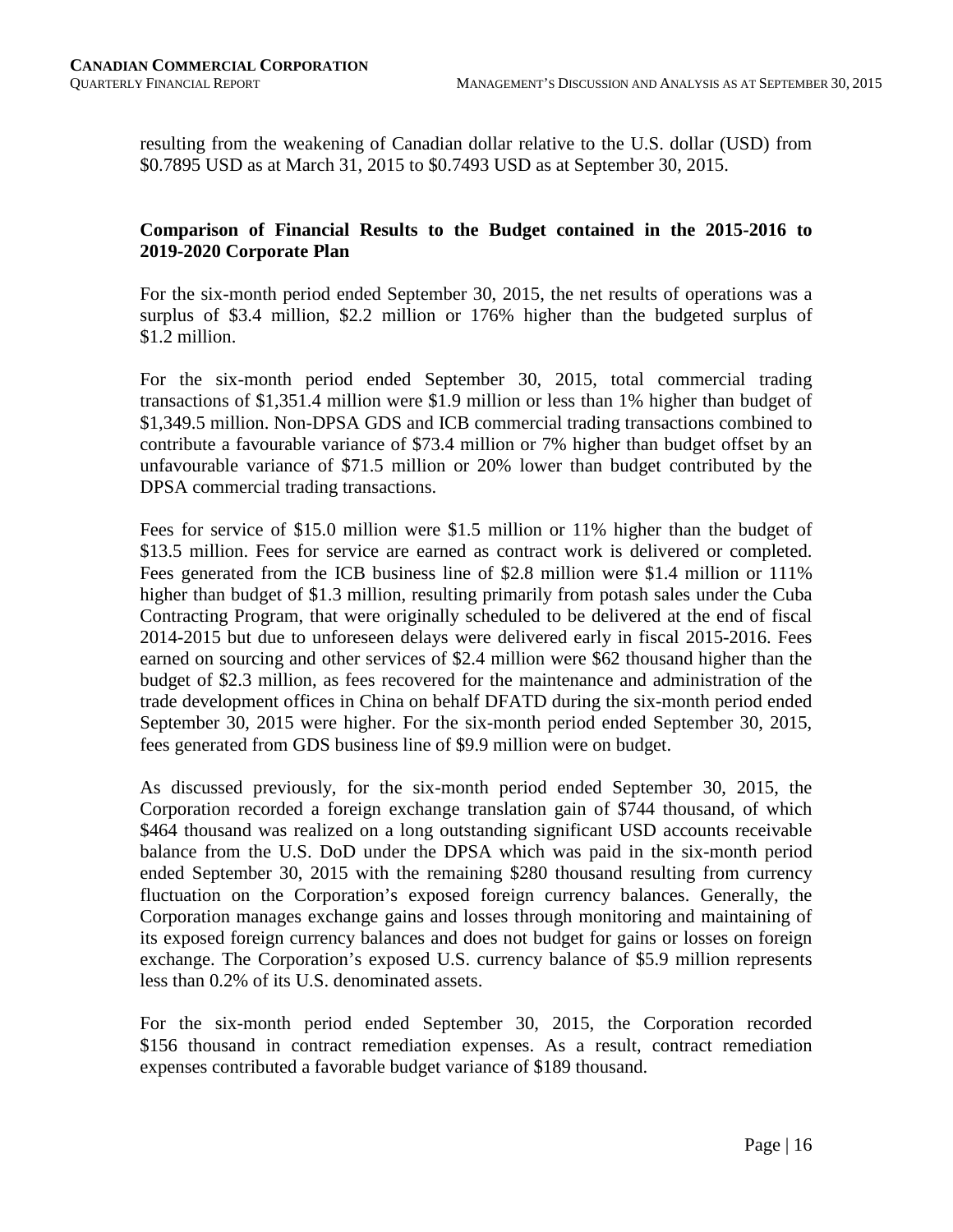resulting from the weakening of Canadian dollar relative to the U.S. dollar (USD) from \$0.7895 USD as at March 31, 2015 to \$0.7493 USD as at September 30, 2015.

## Comparison of Financial Results to the Budget contained in the 2015-2016 to 2019-2020 Corporate Plan

For the six-month period ended September 30, 2015, the net results of operations was a surplus of \$3.4 million, \$2.2 million or 176% higher than the budgeted surplus of \$1.2 million.

For the six-month period ended September 30, 2015, total commercial trading transactions of \$1,351.4 million were \$1.9 million or less than 1% higher than budget of \$1,349.5 million. Non-DPSA GDS and ICB commercial trading transactions combined to contribute a favourable variance of \$73.4 million or 7% higher than budget offset by an unfavourable variance of \$71.5 million or 20% lower than budget contributed by the DPSA commercial trading transactions.

Fees for service of \$15.0 million were \$1.5 million or 11% higher than the budget of \$13.5 million. Fees for service are earned as contract work is delivered or completed. Fees generated from the ICB business line of \$2.8 million were \$1.4 million or 111% higher than budget of \$1.3 million, resulting primarily from potash sales under the Cuba Contracting Program, that were originally scheduled to be delivered at the end of fiscal 2014-2015 but due to unforeseen delays were delivered early in fiscal 2015-2016. Fees earned on sourcing and other services of \$2.4 million were \$62 thousand higher than the budget of \$2.3 million, as fees recovered for the maintenance and administration of the trade development offices in China on behalf DFATD during the six-month period ended September 30, 2015 were higher. For the six-month period ended September 30, 2015, fees generated from GDS business line of \$9.9 million were on budget.

As discussed previously, for the six-month period ended September 30, 2015, the Corporation recorded a foreign exchange translation gain of \$744 thousand, of which \$464 thousand was realized on a long outstanding significant USD accounts receivable balance from the U.S. DoD under the DPSA which was paid in the six-month period ended September 30, 2015 with the remaining \$280 thousand resulting from currency fluctuation on the Corporation's exposed foreign currency balances. Generally, the Corporation manages exchange gains and losses through monitoring and maintaining of its exposed foreign currency balances and does not budget for gains or losses on foreign exchange. The Corporation's exposed U.S. currency balance of \$5.9 million represents less than 0.2% of its U.S. denominated assets.

For the six-month period ended September 30, 2015, the Corporation recorded \$156 thousand in contract remediation expenses. As a result, contract remediation expenses contributed a favorable budget variance of \$189 thousand.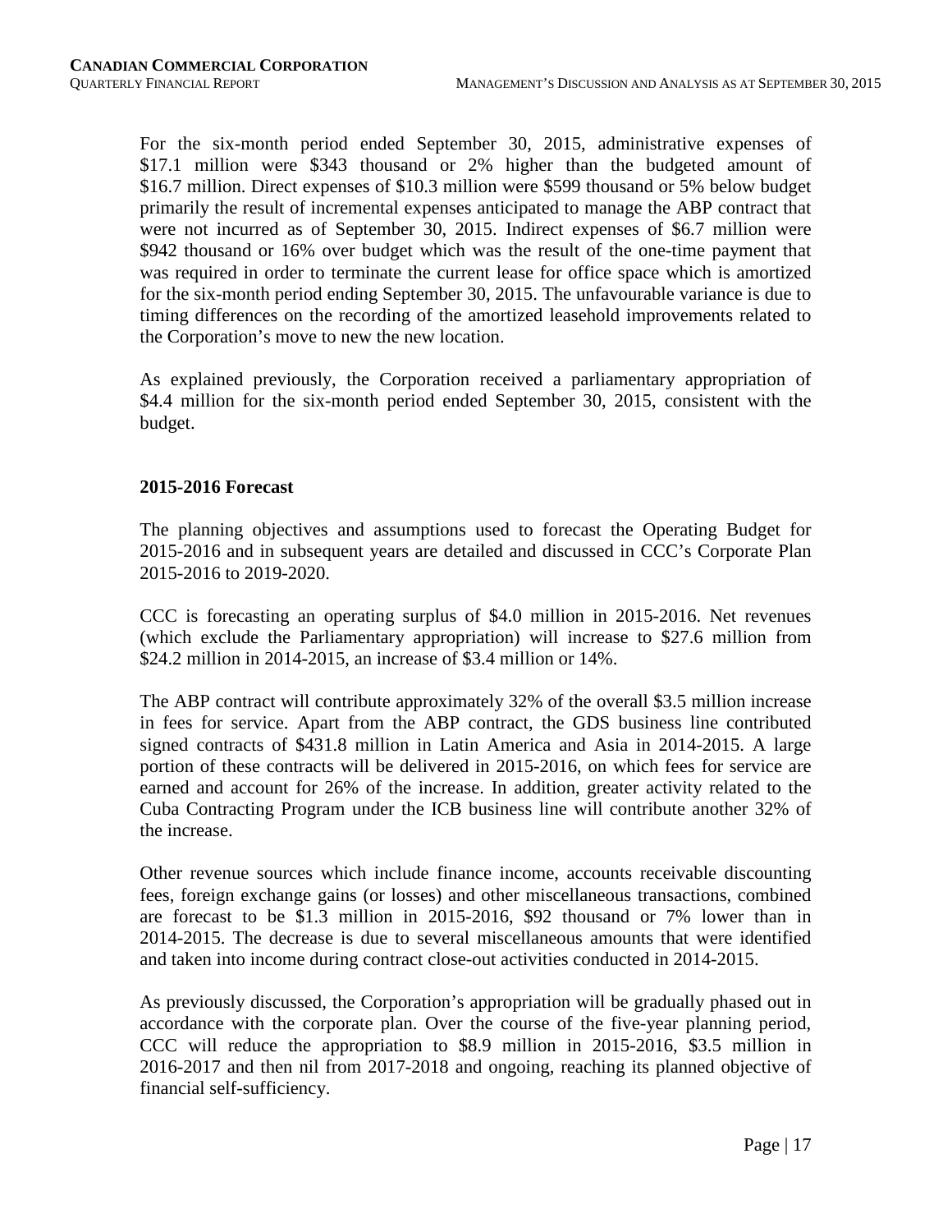For the six-month period ended September 30, 2015, administrative expenses of $17.1 million were $343 thousand or 2% higher than the budgeted amount of $16.7 million. Direct expenses of $10.3 million were $599 thousand or 5% below budget primarily the result of incremental expenses anticipated to manage the ABP contract that were not incurred as of September 30, 2015. Indirect expenses of $6.7 million were $942 thousand or 16% over budget which was the result of the one-time payment that was required in order to terminate the current lease for office space which is amortized for the six-month period ending September 30, 2015. The unfavourable variance is due to timing differences on the recording of the amortized leasehold improvements related to the Corporation's move to new the new location.

As explained previously, the Corporation received a parliamentary appropriation of $4.4 million for the six-month period ended September 30, 2015, consistent with the budget.

### 2015-2016 Forecast

The planning objectives and assumptions used to forecast the Operating Budget for 2015-2016 and in subsequent years are detailed and discussed in CCC's Corporate Plan 2015-2016 to 2019-2020.

CCC is forecasting an operating surplus of $4.0 million in 2015-2016. Net revenues (which exclude the Parliamentary appropriation) will increase to $27.6 million from $24.2 million in 2014-2015, an increase of $3.4 million or 14%.

The ABP contract will contribute approximately 32% of the overall $3.5 million increase in fees for service. Apart from the ABP contract, the GDS business line contributed signed contracts of $431.8 million in Latin America and Asia in 2014-2015. A large portion of these contracts will be delivered in 2015-2016, on which fees for service are earned and account for 26% of the increase. In addition, greater activity related to the Cuba Contracting Program under the ICB business line will contribute another 32% of the increase.

Other revenue sources which include finance income, accounts receivable discounting fees, foreign exchange gains (or losses) and other miscellaneous transactions, combined are forecast to be $1.3 million in 2015-2016, $92 thousand or 7% lower than in 2014-2015. The decrease is due to several miscellaneous amounts that were identified and taken into income during contract close-out activities conducted in 2014-2015.

As previously discussed, the Corporation's appropriation will be gradually phased out in accordance with the corporate plan. Over the course of the five-year planning period, CCC will reduce the appropriation to $8.9 million in 2015-2016, $3.5 million in 2016-2017 and then nil from 2017-2018 and ongoing, reaching its planned objective of financial self-sufficiency.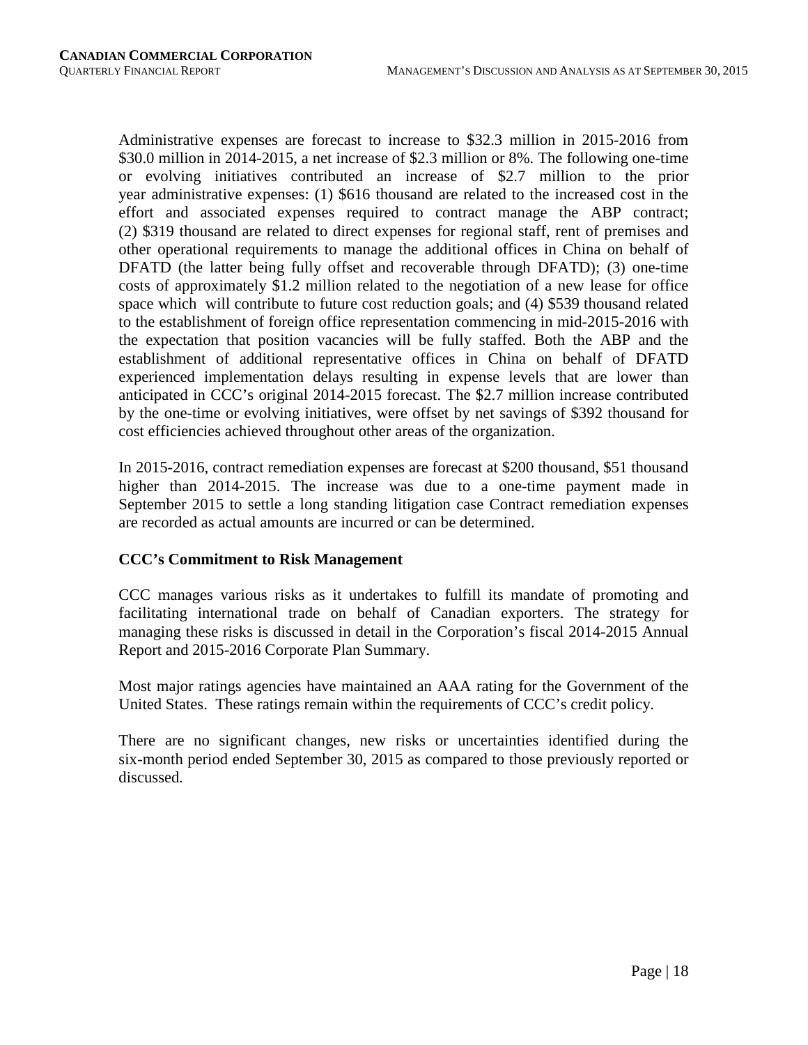Administrative expenses are forecast to increase to \$32.3 million in 2015-2016 from \$30.0 million in 2014-2015, a net increase of \$2.3 million or 8%. The following one-time or evolving initiatives contributed an increase of \$2.7 million to the prior year administrative expenses: (1) \$616 thousand are related to the increased cost in the effort and associated expenses required to contract manage the ABP contract; (2) \$319 thousand are related to direct expenses for regional staff, rent of premises and other operational requirements to manage the additional offices in China on behalf of DFATD (the latter being fully offset and recoverable through DFATD); (3) one-time costs of approximately \$1.2 million related to the negotiation of a new lease for office space which will contribute to future cost reduction goals; and (4) \$539 thousand related to the establishment of foreign office representation commencing in mid-2015-2016 with the expectation that position vacancies will be fully staffed. Both the ABP and the establishment of additional representative offices in China on behalf of DFATD experienced implementation delays resulting in expense levels that are lower than anticipated in CCC's original 2014-2015 forecast. The \$2.7 million increase contributed by the one-time or evolving initiatives, were offset by net savings of \$392 thousand for cost efficiencies achieved throughout other areas of the organization.

In 2015-2016, contract remediation expenses are forecast at \$200 thousand, \$51 thousand higher than 2014-2015. The increase was due to a one-time payment made in September 2015 to settle a long standing litigation case Contract remediation expenses are recorded as actual amounts are incurred or can be determined.

**CCC's Commitment to Risk Management**

CCC manages various risks as it undertakes to fulfill its mandate of promoting and facilitating international trade on behalf of Canadian exporters. The strategy for managing these risks is discussed in detail in the Corporation's fiscal 2014-2015 Annual Report and 2015-2016 Corporate Plan Summary.

Most major ratings agencies have maintained an AAA rating for the Government of the United States. These ratings remain within the requirements of CCC's credit policy.

There are no significant changes, new risks or uncertainties identified during the six-month period ended September 30, 2015 as compared to those previously reported or discussed.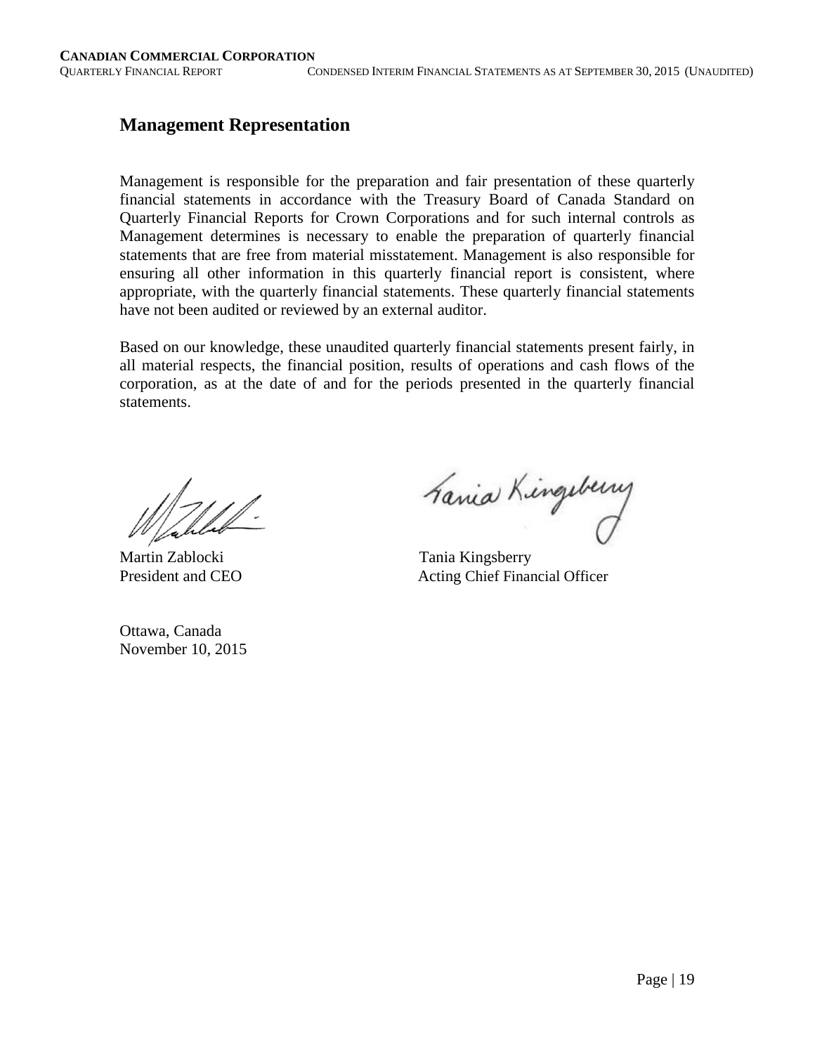## Management Representation

Management is responsible for the preparation and fair presentation of these quarterly financial statements in accordance with the Treasury Board of Canada Standard on Quarterly Financial Reports for Crown Corporations and for such internal controls as Management determines is necessary to enable the preparation of quarterly financial statements that are free from material misstatement. Management is also responsible for ensuring all other information in this quarterly financial report is consistent, where appropriate, with the quarterly financial statements. These quarterly financial statements have not been audited or reviewed by an external auditor.

Based on our knowledge, these unaudited quarterly financial statements present fairly, in all material respects, the financial position, results of operations and cash flows of the corporation, as at the date of and for the periods presented in the quarterly financial statements.

Martin Zablocki
President and CEO

Tania Kingsberry
Acting Chief Financial Officer

Ottawa, Canada
November 10, 2015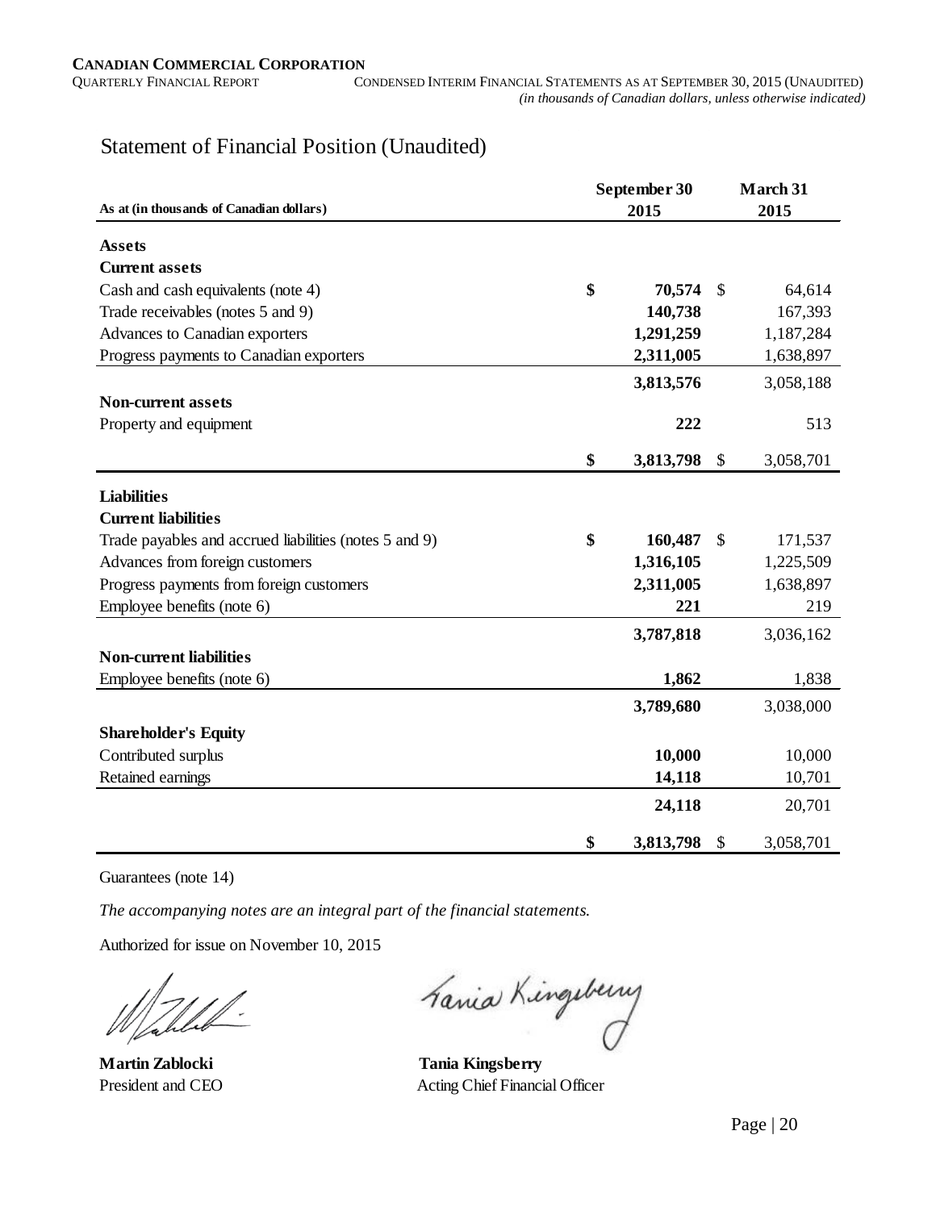## Statement of Financial Position (Unaudited)

| As at (in thousands of Canadian dollars) | September 30 2015 | March 31 2015 |
|---|---|---|
| **Assets** | | |
| **Current assets** | | |
| Cash and cash equivalents (note 4) | **$ 70,574** | $ 64,614 |
| Trade receivables (notes 5 and 9) | **140,738** | 167,393 |
| Advances to Canadian exporters | **1,291,259** | 1,187,284 |
| Progress payments to Canadian exporters | **2,311,005** | 1,638,897 |
| | **3,813,576** | 3,058,188 |
| **Non-current assets** | | |
| Property and equipment | **222** | 513 |
| | **$ 3,813,798** | $ 3,058,701 |
| **Liabilities** | | |
| **Current liabilities** | | |
| Trade payables and accrued liabilities (notes 5 and 9) | **$ 160,487** | $ 171,537 |
| Advances from foreign customers | **1,316,105** | 1,225,509 |
| Progress payments from foreign customers | **2,311,005** | 1,638,897 |
| Employee benefits (note 6) | **221** | 219 |
| | **3,787,818** | 3,036,162 |
| **Non-current liabilities** | | |
| Employee benefits (note 6) | **1,862** | 1,838 |
| | **3,789,680** | 3,038,000 |
| **Shareholder's Equity** | | |
| Contributed surplus | **10,000** | 10,000 |
| Retained earnings | **14,118** | 10,701 |
| | **24,118** | 20,701 |
| | **$ 3,813,798** | $ 3,058,701 |

Guarantees (note 14)

*The accompanying notes are an integral part of the financial statements.*

Authorized for issue on November 10, 2015

**Martin Zablocki**
President and CEO

**Tania Kingsberry**
Acting Chief Financial Officer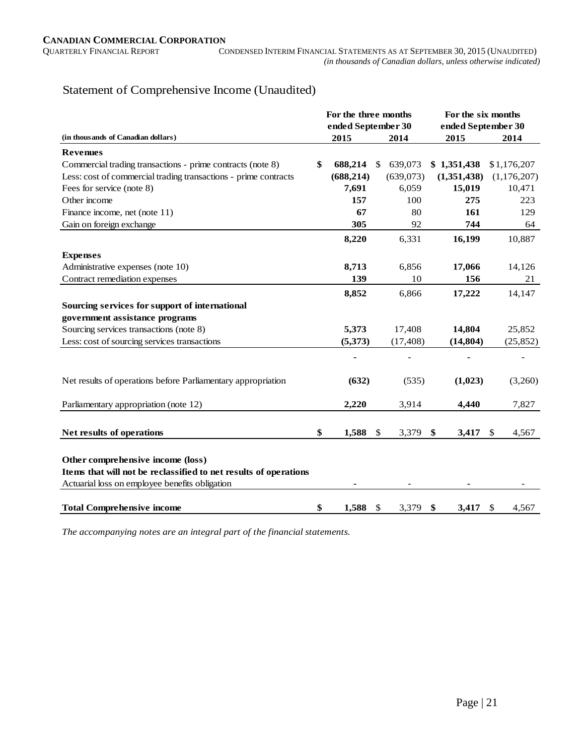## Statement of Comprehensive Income (Unaudited)

| (in thousands of Canadian dollars) | For the three months ended September 30 | | For the six months ended September 30 | |
|---|---|---|---|---|
| | **2015** | 2014 | **2015** | 2014 |
| **Revenues** | | | | |
| Commercial trading transactions - prime contracts (note 8) | **$ 688,214** | $ 639,073 | **$ 1,351,438** | $ 1,176,207 |
| Less: cost of commercial trading transactions - prime contracts | **(688,214)** | (639,073) | **(1,351,438)** | (1,176,207) |
| Fees for service (note 8) | **7,691** | 6,059 | **15,019** | 10,471 |
| Other income | **157** | 100 | **275** | 223 |
| Finance income, net (note 11) | **67** | 80 | **161** | 129 |
| Gain on foreign exchange | **305** | 92 | **744** | 64 |
| | **8,220** | 6,331 | **16,199** | 10,887 |
| **Expenses** | | | | |
| Administrative expenses (note 10) | **8,713** | 6,856 | **17,066** | 14,126 |
| Contract remediation expenses | **139** | 10 | **156** | 21 |
| | **8,852** | 6,866 | **17,222** | 14,147 |
| **Sourcing services for support of international government assistance programs** | | | | |
| Sourcing services transactions (note 8) | **5,373** | 17,408 | **14,804** | 25,852 |
| Less: cost of sourcing services transactions | **(5,373)** | (17,408) | **(14,804)** | (25,852) |
| | **-** | - | **-** | - |
| Net results of operations before Parliamentary appropriation | **(632)** | (535) | **(1,023)** | (3,260) |
| Parliamentary appropriation (note 12) | **2,220** | 3,914 | **4,440** | 7,827 |
| **Net results of operations** | **$ 1,588** | $ 3,379 | **$ 3,417** | $ 4,567 |
| **Other comprehensive income (loss)** | | | | |
| **Items that will not be reclassified to net results of operations** | | | | |
| Actuarial loss on employee benefits obligation | **-** | - | **-** | - |
| **Total Comprehensive income** | **$ 1,588** | $ 3,379 | **$ 3,417** | $ 4,567 |

*The accompanying notes are an integral part of the financial statements.*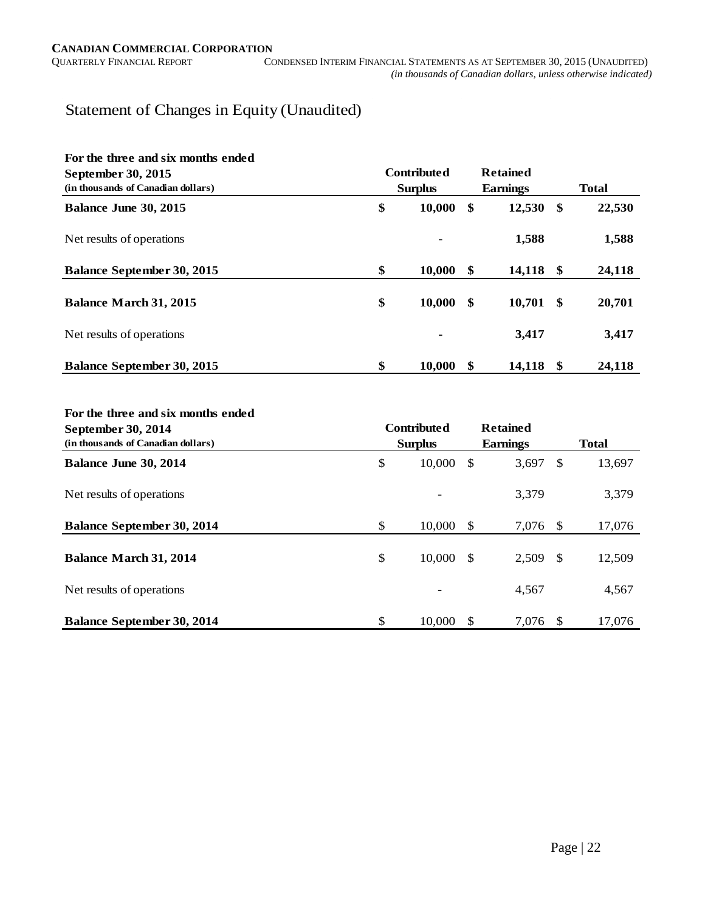# Statement of Changes in Equity (Unaudited)

| For the three and six months ended September 30, 2015 (in thousands of Canadian dollars) | Contributed Surplus | Retained Earnings | Total |
|---|---|---|---|
| **Balance June 30, 2015** | **$ 10,000** | **$ 12,530** | **$ 22,530** |
| Net results of operations | **-** | **1,588** | **1,588** |
| **Balance September 30, 2015** | **$ 10,000** | **$ 14,118** | **$ 24,118** |
| **Balance March 31, 2015** | **$ 10,000** | **$ 10,701** | **$ 20,701** |
| Net results of operations | **-** | **3,417** | **3,417** |
| **Balance September 30, 2015** | **$ 10,000** | **$ 14,118** | **$ 24,118** |

| For the three and six months ended September 30, 2014 (in thousands of Canadian dollars) | Contributed Surplus | Retained Earnings | Total |
|---|---|---|---|
| **Balance June 30, 2014** | $ 10,000 | $ 3,697 | $ 13,697 |
| Net results of operations | - | 3,379 | 3,379 |
| **Balance September 30, 2014** | $ 10,000 | $ 7,076 | $ 17,076 |
| **Balance March 31, 2014** | $ 10,000 | $ 2,509 | $ 12,509 |
| Net results of operations | - | 4,567 | 4,567 |
| **Balance September 30, 2014** | $ 10,000 | $ 7,076 | $ 17,076 |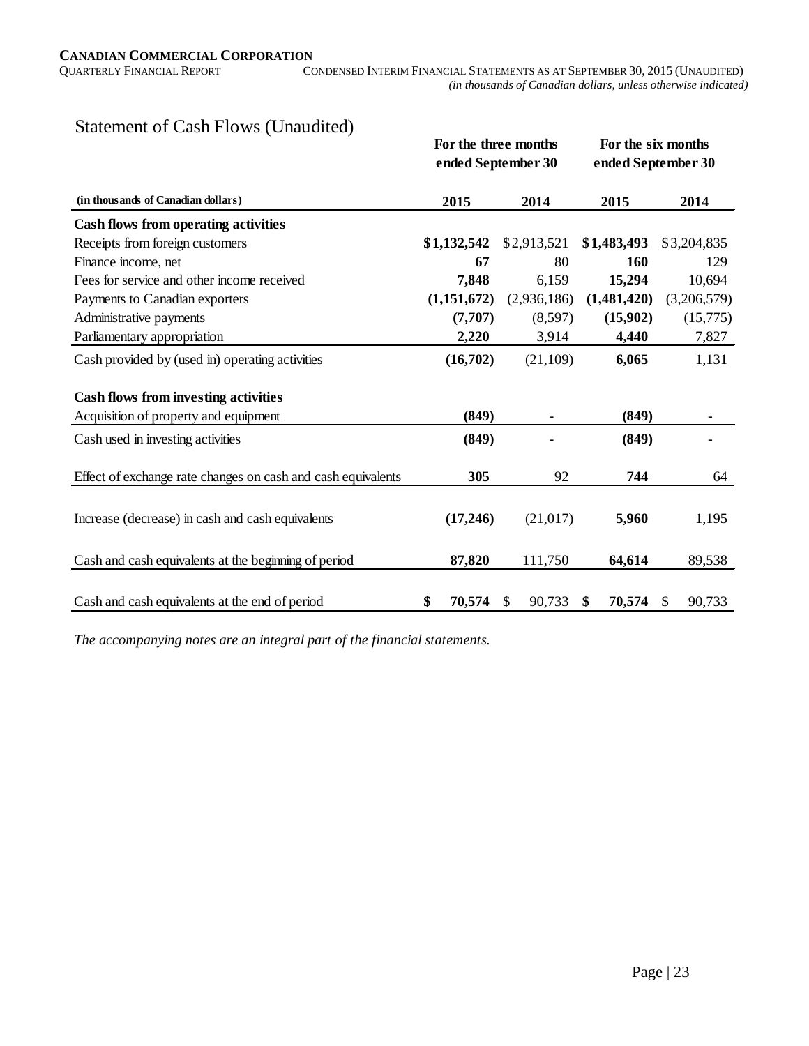**CANADIAN COMMERCIAL CORPORATION**
QUARTERLY FINANCIAL REPORT — CONDENSED INTERIM FINANCIAL STATEMENTS AS AT SEPTEMBER 30, 2015 (UNAUDITED)
*(in thousands of Canadian dollars, unless otherwise indicated)*

# Statement of Cash Flows (Unaudited)

| (in thousands of Canadian dollars) | For the three months ended September 30 | | For the six months ended September 30 | |
|---|---|---|---|---|
| | **2015** | **2014** | **2015** | **2014** |
| **Cash flows from operating activities** | | | | |
| Receipts from foreign customers | **$1,132,542** | $2,913,521 | **$1,483,493** | $3,204,835 |
| Finance income, net | **67** | 80 | **160** | 129 |
| Fees for service and other income received | **7,848** | 6,159 | **15,294** | 10,694 |
| Payments to Canadian exporters | **(1,151,672)** | (2,936,186) | **(1,481,420)** | (3,206,579) |
| Administrative payments | **(7,707)** | (8,597) | **(15,902)** | (15,775) |
| Parliamentary appropriation | **2,220** | 3,914 | **4,440** | 7,827 |
| Cash provided by (used in) operating activities | **(16,702)** | (21,109) | **6,065** | 1,131 |
| **Cash flows from investing activities** | | | | |
| Acquisition of property and equipment | **(849)** | - | **(849)** | - |
| Cash used in investing activities | **(849)** | - | **(849)** | - |
| Effect of exchange rate changes on cash and cash equivalents | **305** | 92 | **744** | 64 |
| Increase (decrease) in cash and cash equivalents | **(17,246)** | (21,017) | **5,960** | 1,195 |
| Cash and cash equivalents at the beginning of period | **87,820** | 111,750 | **64,614** | 89,538 |
| Cash and cash equivalents at the end of period | **$ 70,574** | $ 90,733 | **$ 70,574** | $ 90,733 |

*The accompanying notes are an integral part of the financial statements.*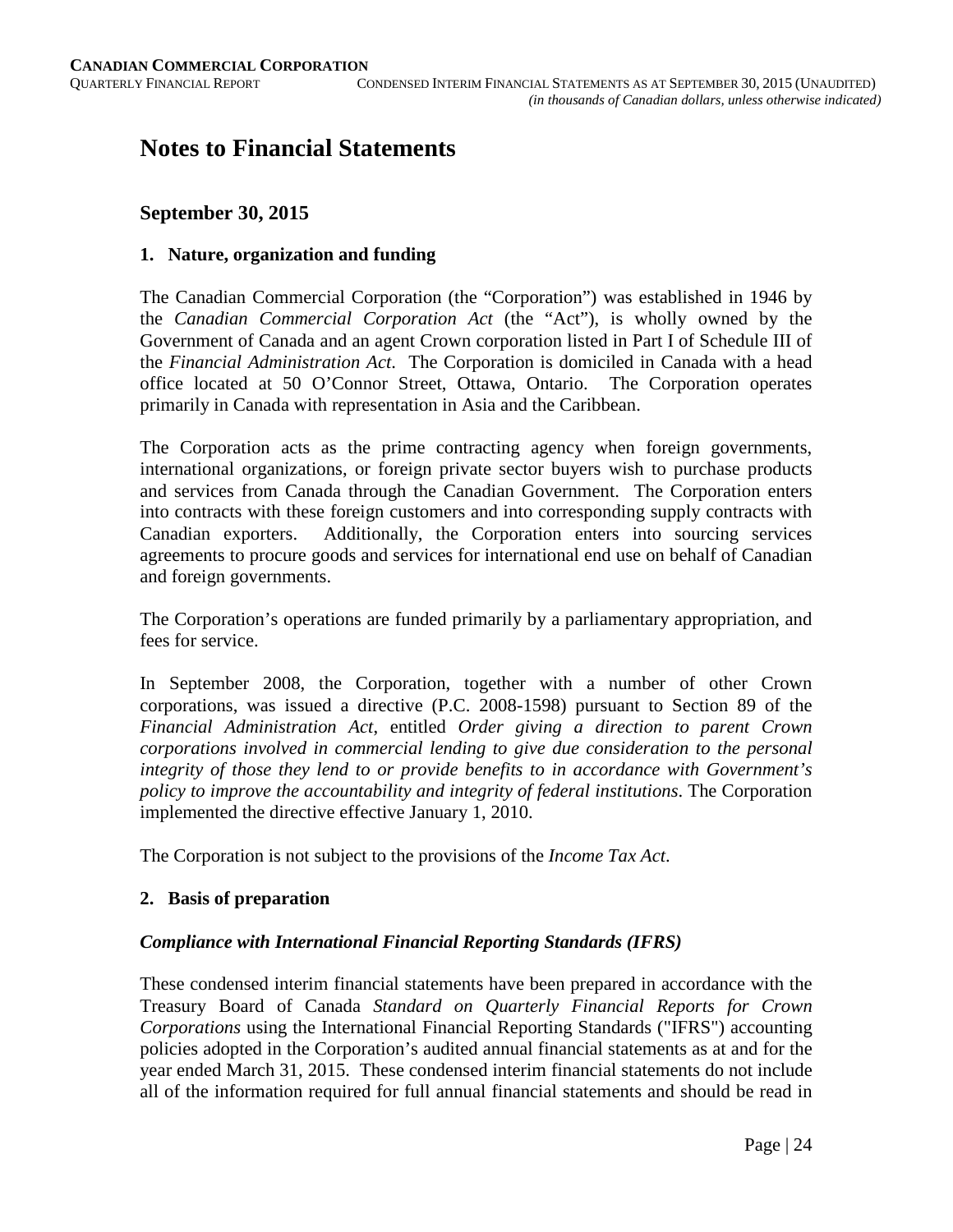# Notes to Financial Statements

## September 30, 2015

### 1. Nature, organization and funding

The Canadian Commercial Corporation (the "Corporation") was established in 1946 by the *Canadian Commercial Corporation Act* (the "Act"), is wholly owned by the Government of Canada and an agent Crown corporation listed in Part I of Schedule III of the *Financial Administration Act*. The Corporation is domiciled in Canada with a head office located at 50 O'Connor Street, Ottawa, Ontario. The Corporation operates primarily in Canada with representation in Asia and the Caribbean.

The Corporation acts as the prime contracting agency when foreign governments, international organizations, or foreign private sector buyers wish to purchase products and services from Canada through the Canadian Government. The Corporation enters into contracts with these foreign customers and into corresponding supply contracts with Canadian exporters. Additionally, the Corporation enters into sourcing services agreements to procure goods and services for international end use on behalf of Canadian and foreign governments.

The Corporation's operations are funded primarily by a parliamentary appropriation, and fees for service.

In September 2008, the Corporation, together with a number of other Crown corporations, was issued a directive (P.C. 2008-1598) pursuant to Section 89 of the *Financial Administration Act*, entitled *Order giving a direction to parent Crown corporations involved in commercial lending to give due consideration to the personal integrity of those they lend to or provide benefits to in accordance with Government's policy to improve the accountability and integrity of federal institutions*. The Corporation implemented the directive effective January 1, 2010.

The Corporation is not subject to the provisions of the *Income Tax Act*.

### 2. Basis of preparation

***Compliance with International Financial Reporting Standards (IFRS)***

These condensed interim financial statements have been prepared in accordance with the Treasury Board of Canada *Standard on Quarterly Financial Reports for Crown Corporations* using the International Financial Reporting Standards ("IFRS") accounting policies adopted in the Corporation's audited annual financial statements as at and for the year ended March 31, 2015. These condensed interim financial statements do not include all of the information required for full annual financial statements and should be read in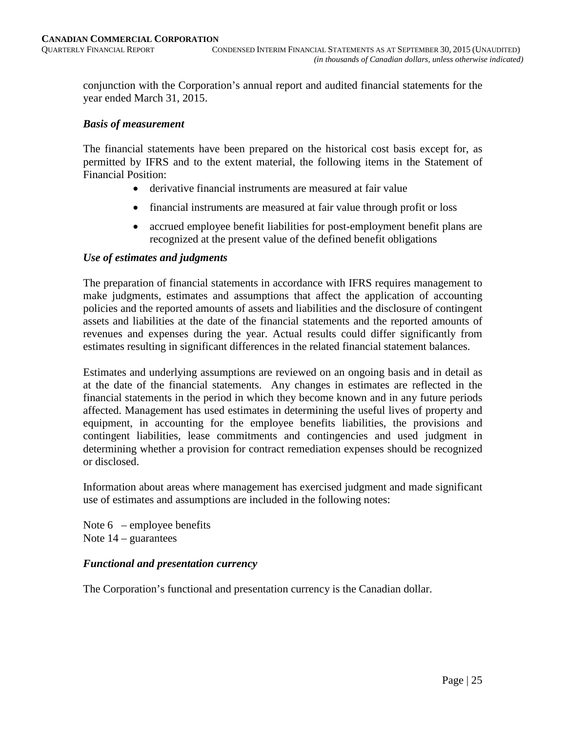conjunction with the Corporation's annual report and audited financial statements for the year ended March 31, 2015.

***Basis of measurement***

The financial statements have been prepared on the historical cost basis except for, as permitted by IFRS and to the extent material, the following items in the Statement of Financial Position:

- derivative financial instruments are measured at fair value
- financial instruments are measured at fair value through profit or loss
- accrued employee benefit liabilities for post-employment benefit plans are recognized at the present value of the defined benefit obligations

***Use of estimates and judgments***

The preparation of financial statements in accordance with IFRS requires management to make judgments, estimates and assumptions that affect the application of accounting policies and the reported amounts of assets and liabilities and the disclosure of contingent assets and liabilities at the date of the financial statements and the reported amounts of revenues and expenses during the year. Actual results could differ significantly from estimates resulting in significant differences in the related financial statement balances.

Estimates and underlying assumptions are reviewed on an ongoing basis and in detail as at the date of the financial statements. Any changes in estimates are reflected in the financial statements in the period in which they become known and in any future periods affected. Management has used estimates in determining the useful lives of property and equipment, in accounting for the employee benefits liabilities, the provisions and contingent liabilities, lease commitments and contingencies and used judgment in determining whether a provision for contract remediation expenses should be recognized or disclosed.

Information about areas where management has exercised judgment and made significant use of estimates and assumptions are included in the following notes:

Note 6 – employee benefits
Note 14 – guarantees

***Functional and presentation currency***

The Corporation's functional and presentation currency is the Canadian dollar.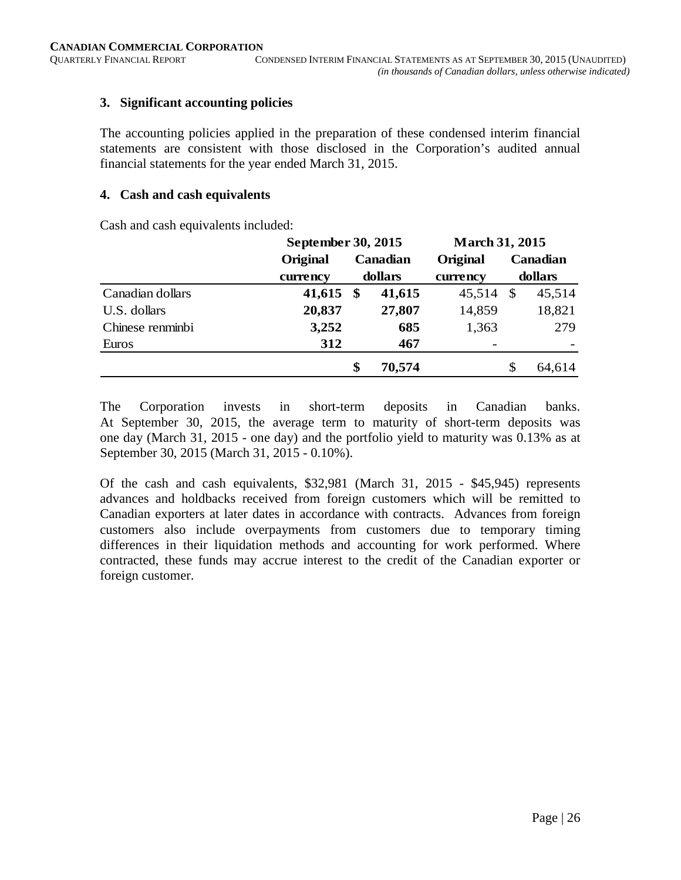## 3. Significant accounting policies

The accounting policies applied in the preparation of these condensed interim financial statements are consistent with those disclosed in the Corporation's audited annual financial statements for the year ended March 31, 2015.

## 4. Cash and cash equivalents

Cash and cash equivalents included:

| | September 30, 2015 | | March 31, 2015 | |
|---|---|---|---|---|
| | Original currency | Canadian dollars | Original currency | Canadian dollars |
| Canadian dollars | **41,615** | **$ 41,615** | 45,514 | $ 45,514 |
| U.S. dollars | **20,837** | **27,807** | 14,859 | 18,821 |
| Chinese renminbi | **3,252** | **685** | 1,363 | 279 |
| Euros | **312** | **467** | - | - |
| | | **$ 70,574** | | $ 64,614 |

The Corporation invests in short-term deposits in Canadian banks. At September 30, 2015, the average term to maturity of short-term deposits was one day (March 31, 2015 - one day) and the portfolio yield to maturity was 0.13% as at September 30, 2015 (March 31, 2015 - 0.10%).

Of the cash and cash equivalents, $32,981 (March 31, 2015 - $45,945) represents advances and holdbacks received from foreign customers which will be remitted to Canadian exporters at later dates in accordance with contracts. Advances from foreign customers also include overpayments from customers due to temporary timing differences in their liquidation methods and accounting for work performed. Where contracted, these funds may accrue interest to the credit of the Canadian exporter or foreign customer.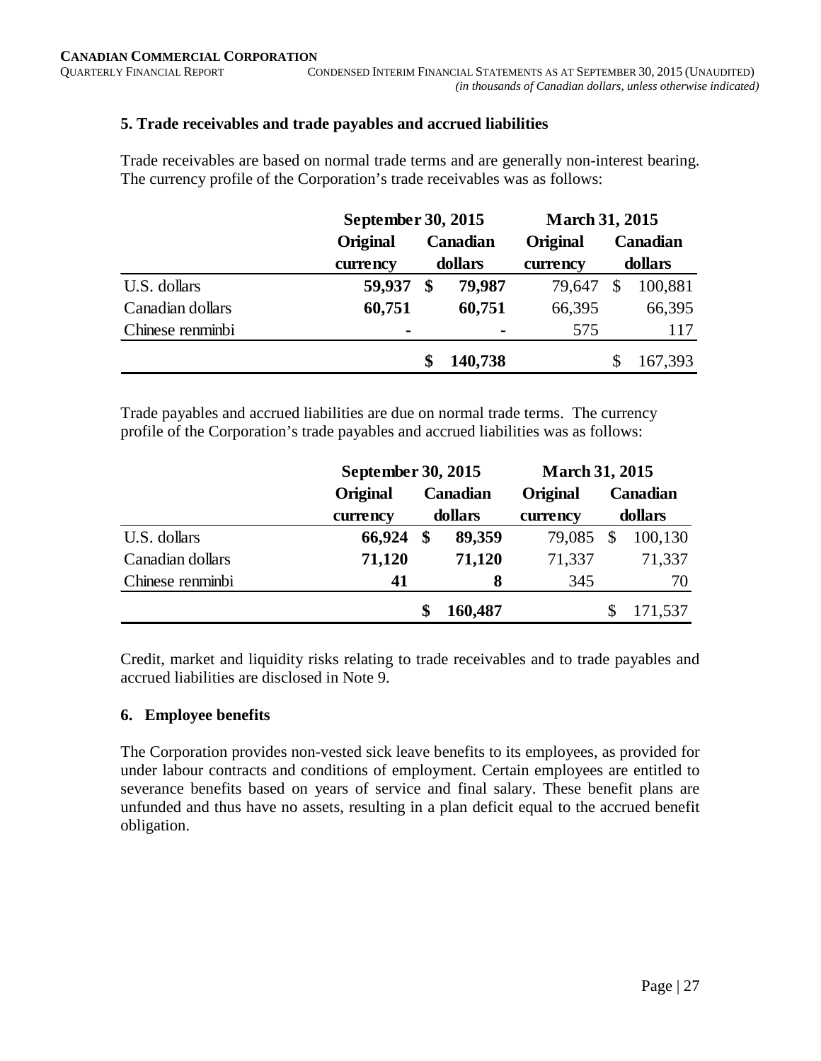## 5. Trade receivables and trade payables and accrued liabilities

Trade receivables are based on normal trade terms and are generally non-interest bearing. The currency profile of the Corporation's trade receivables was as follows:

| | September 30, 2015 | | March 31, 2015 | |
|---|---|---|---|---|
| | **Original currency** | **Canadian dollars** | **Original currency** | **Canadian dollars** |
| U.S. dollars | **59,937** | **$ 79,987** | 79,647 | $ 100,881 |
| Canadian dollars | **60,751** | **60,751** | 66,395 | 66,395 |
| Chinese renminbi | **-** | **-** | 575 | 117 |
| | | **$ 140,738** | | $ 167,393 |

Trade payables and accrued liabilities are due on normal trade terms. The currency profile of the Corporation's trade payables and accrued liabilities was as follows:

| | September 30, 2015 | | March 31, 2015 | |
|---|---|---|---|---|
| | **Original currency** | **Canadian dollars** | **Original currency** | **Canadian dollars** |
| U.S. dollars | **66,924** | **$ 89,359** | 79,085 | $ 100,130 |
| Canadian dollars | **71,120** | **71,120** | 71,337 | 71,337 |
| Chinese renminbi | **41** | **8** | 345 | 70 |
| | | **$ 160,487** | | $ 171,537 |

Credit, market and liquidity risks relating to trade receivables and to trade payables and accrued liabilities are disclosed in Note 9.

## 6. Employee benefits

The Corporation provides non-vested sick leave benefits to its employees, as provided for under labour contracts and conditions of employment. Certain employees are entitled to severance benefits based on years of service and final salary. These benefit plans are unfunded and thus have no assets, resulting in a plan deficit equal to the accrued benefit obligation.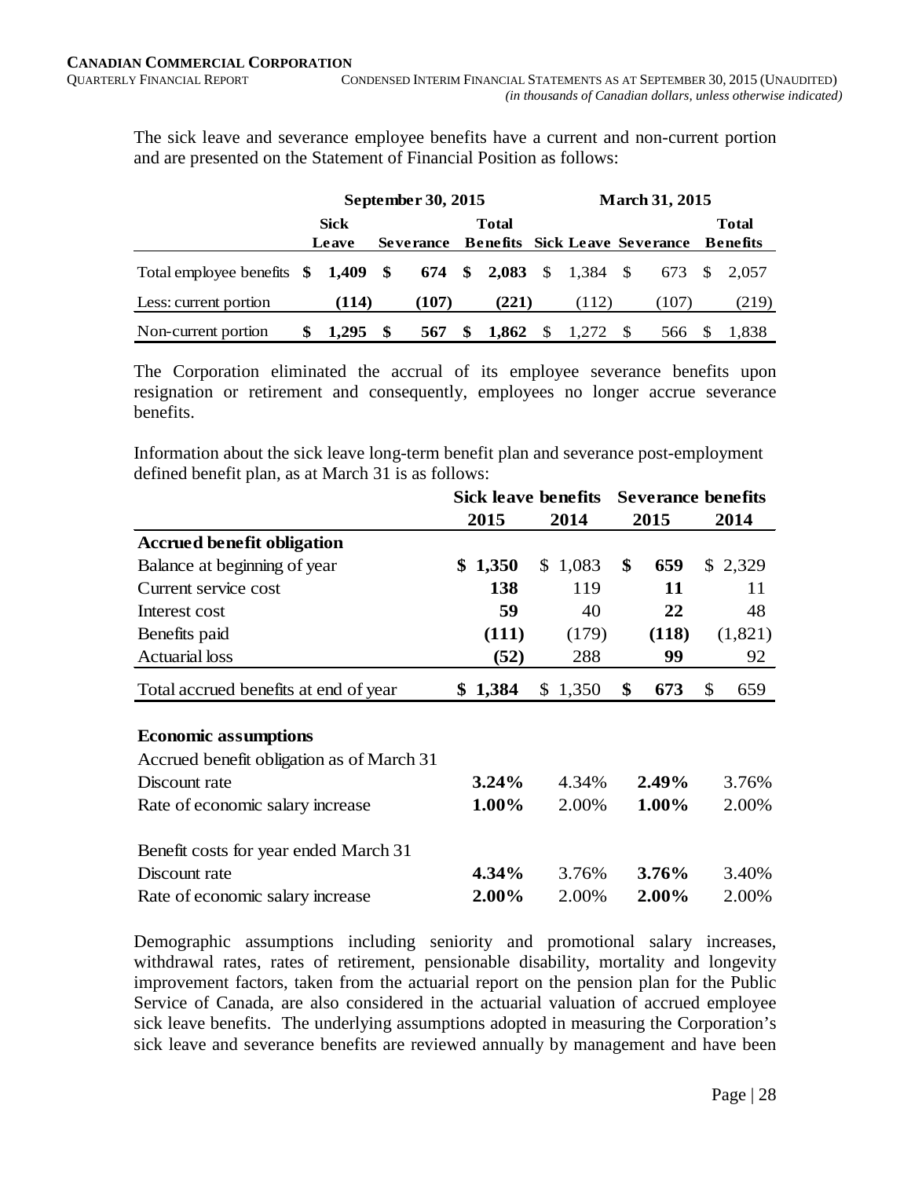The sick leave and severance employee benefits have a current and non-current portion and are presented on the Statement of Financial Position as follows:

| | September 30, 2015 | | | March 31, 2015 | | |
|---|---|---|---|---|---|---|
| | **Sick Leave** | **Severance** | **Total Benefits** | **Sick Leave** | **Severance** | **Total Benefits** |
| Total employee benefits | **$ 1,409** | **$ 674** | **$ 2,083** | $ 1,384 | $ 673 | $ 2,057 |
| Less: current portion | **(114)** | **(107)** | **(221)** | (112) | (107) | (219) |
| Non-current portion | **$ 1,295** | **$ 567** | **$ 1,862** | $ 1,272 | $ 566 | $ 1,838 |

The Corporation eliminated the accrual of its employee severance benefits upon resignation or retirement and consequently, employees no longer accrue severance benefits.

Information about the sick leave long-term benefit plan and severance post-employment defined benefit plan, as at March 31 is as follows:

| | Sick leave benefits | | Severance benefits | |
|---|---|---|---|---|
| | **2015** | **2014** | **2015** | **2014** |
| **Accrued benefit obligation** | | | | |
| Balance at beginning of year | **$ 1,350** | $ 1,083 | **$ 659** | $ 2,329 |
| Current service cost | **138** | 119 | **11** | 11 |
| Interest cost | **59** | 40 | **22** | 48 |
| Benefits paid | **(111)** | (179) | **(118)** | (1,821) |
| Actuarial loss | **(52)** | 288 | **99** | 92 |
| Total accrued benefits at end of year | **$ 1,384** | $ 1,350 | **$ 673** | $ 659 |
| | | | | |
| **Economic assumptions** | | | | |
| Accrued benefit obligation as of March 31 | | | | |
| Discount rate | **3.24%** | 4.34% | **2.49%** | 3.76% |
| Rate of economic salary increase | **1.00%** | 2.00% | **1.00%** | 2.00% |
| | | | | |
| Benefit costs for year ended March 31 | | | | |
| Discount rate | **4.34%** | 3.76% | **3.76%** | 3.40% |
| Rate of economic salary increase | **2.00%** | 2.00% | **2.00%** | 2.00% |

Demographic assumptions including seniority and promotional salary increases, withdrawal rates, rates of retirement, pensionable disability, mortality and longevity improvement factors, taken from the actuarial report on the pension plan for the Public Service of Canada, are also considered in the actuarial valuation of accrued employee sick leave benefits. The underlying assumptions adopted in measuring the Corporation's sick leave and severance benefits are reviewed annually by management and have been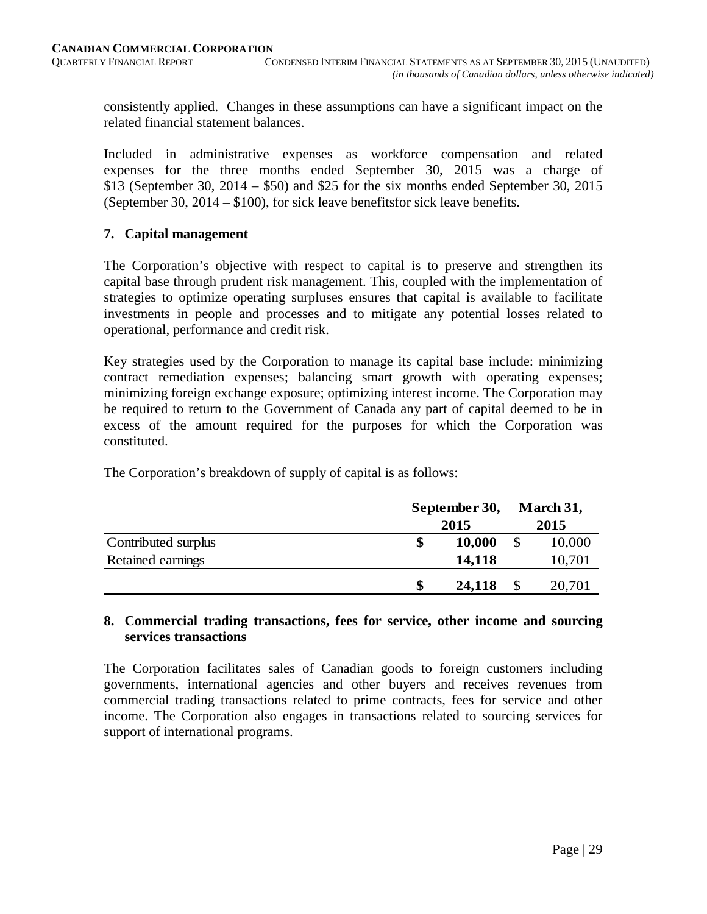consistently applied. Changes in these assumptions can have a significant impact on the related financial statement balances.

Included in administrative expenses as workforce compensation and related expenses for the three months ended September 30, 2015 was a charge of $13 (September 30, 2014 – $50) and $25 for the six months ended September 30, 2015 (September 30, 2014 – $100), for sick leave benefitsfor sick leave benefits.

## 7. Capital management

The Corporation's objective with respect to capital is to preserve and strengthen its capital base through prudent risk management. This, coupled with the implementation of strategies to optimize operating surpluses ensures that capital is available to facilitate investments in people and processes and to mitigate any potential losses related to operational, performance and credit risk.

Key strategies used by the Corporation to manage its capital base include: minimizing contract remediation expenses; balancing smart growth with operating expenses; minimizing foreign exchange exposure; optimizing interest income. The Corporation may be required to return to the Government of Canada any part of capital deemed to be in excess of the amount required for the purposes for which the Corporation was constituted.

The Corporation's breakdown of supply of capital is as follows:

| | September 30, 2015 | March 31, 2015 |
|---|---|---|
| Contributed surplus | **$ 10,000** | $ 10,000 |
| Retained earnings | **14,118** | 10,701 |
| | **$ 24,118** | $ 20,701 |

## 8. Commercial trading transactions, fees for service, other income and sourcing services transactions

The Corporation facilitates sales of Canadian goods to foreign customers including governments, international agencies and other buyers and receives revenues from commercial trading transactions related to prime contracts, fees for service and other income. The Corporation also engages in transactions related to sourcing services for support of international programs.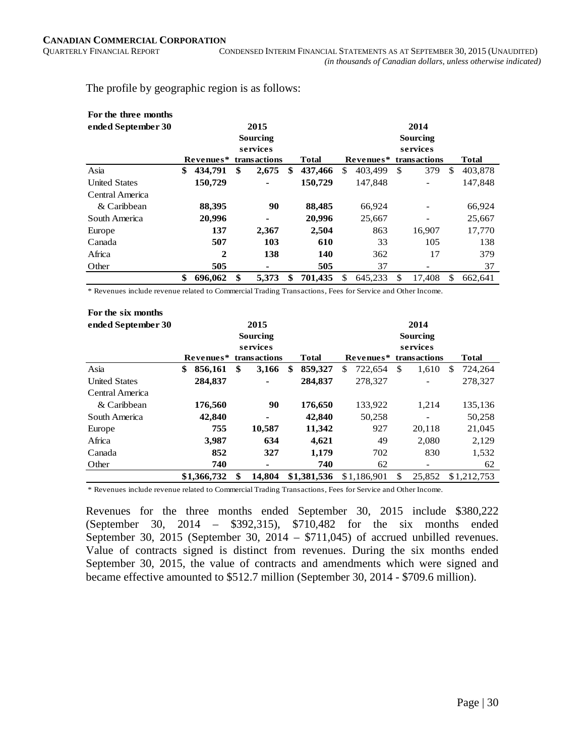The profile by geographic region is as follows:

| For the three months ended September 30 | 2015 | | | 2014 | | |
|---|---|---|---|---|---|---|
| | Revenues* | Sourcing services transactions | Total | Revenues* | Sourcing services transactions | Total |
| Asia | **$ 434,791** | **$ 2,675** | **$ 437,466** | $ 403,499 | $ 379 | $ 403,878 |
| United States | **150,729** | **-** | **150,729** | 147,848 | - | 147,848 |
| Central America & Caribbean | **88,395** | **90** | **88,485** | 66,924 | - | 66,924 |
| South America | **20,996** | **-** | **20,996** | 25,667 | - | 25,667 |
| Europe | **137** | **2,367** | **2,504** | 863 | 16,907 | 17,770 |
| Canada | **507** | **103** | **610** | 33 | 105 | 138 |
| Africa | **2** | **138** | **140** | 362 | 17 | 379 |
| Other | **505** | **-** | **505** | 37 | - | 37 |
| | **$ 696,062** | **$ 5,373** | **$ 701,435** | $ 645,233 | $ 17,408 | $ 662,641 |

\* Revenues include revenue related to Commercial Trading Transactions, Fees for Service and Other Income.

| For the six months ended September 30 | 2015 | | | 2014 | | |
|---|---|---|---|---|---|---|
| | Revenues* | Sourcing services transactions | Total | Revenues* | Sourcing services transactions | Total |
| Asia | **$ 856,161** | **$ 3,166** | **$ 859,327** | $ 722,654 | $ 1,610 | $ 724,264 |
| United States | **284,837** | **-** | **284,837** | 278,327 | - | 278,327 |
| Central America & Caribbean | **176,560** | **90** | **176,650** | 133,922 | 1,214 | 135,136 |
| South America | **42,840** | **-** | **42,840** | 50,258 | - | 50,258 |
| Europe | **755** | **10,587** | **11,342** | 927 | 20,118 | 21,045 |
| Africa | **3,987** | **634** | **4,621** | 49 | 2,080 | 2,129 |
| Canada | **852** | **327** | **1,179** | 702 | 830 | 1,532 |
| Other | **740** | **-** | **740** | 62 | - | 62 |
| | **$1,366,732** | **$ 14,804** | **$1,381,536** | $1,186,901 | $ 25,852 | $1,212,753 |

\* Revenues include revenue related to Commercial Trading Transactions, Fees for Service and Other Income.

Revenues for the three months ended September 30, 2015 include $380,222 (September 30, 2014 – $392,315), $710,482 for the six months ended September 30, 2015 (September 30, 2014 – $711,045) of accrued unbilled revenues. Value of contracts signed is distinct from revenues. During the six months ended September 30, 2015, the value of contracts and amendments which were signed and became effective amounted to $512.7 million (September 30, 2014 - $709.6 million).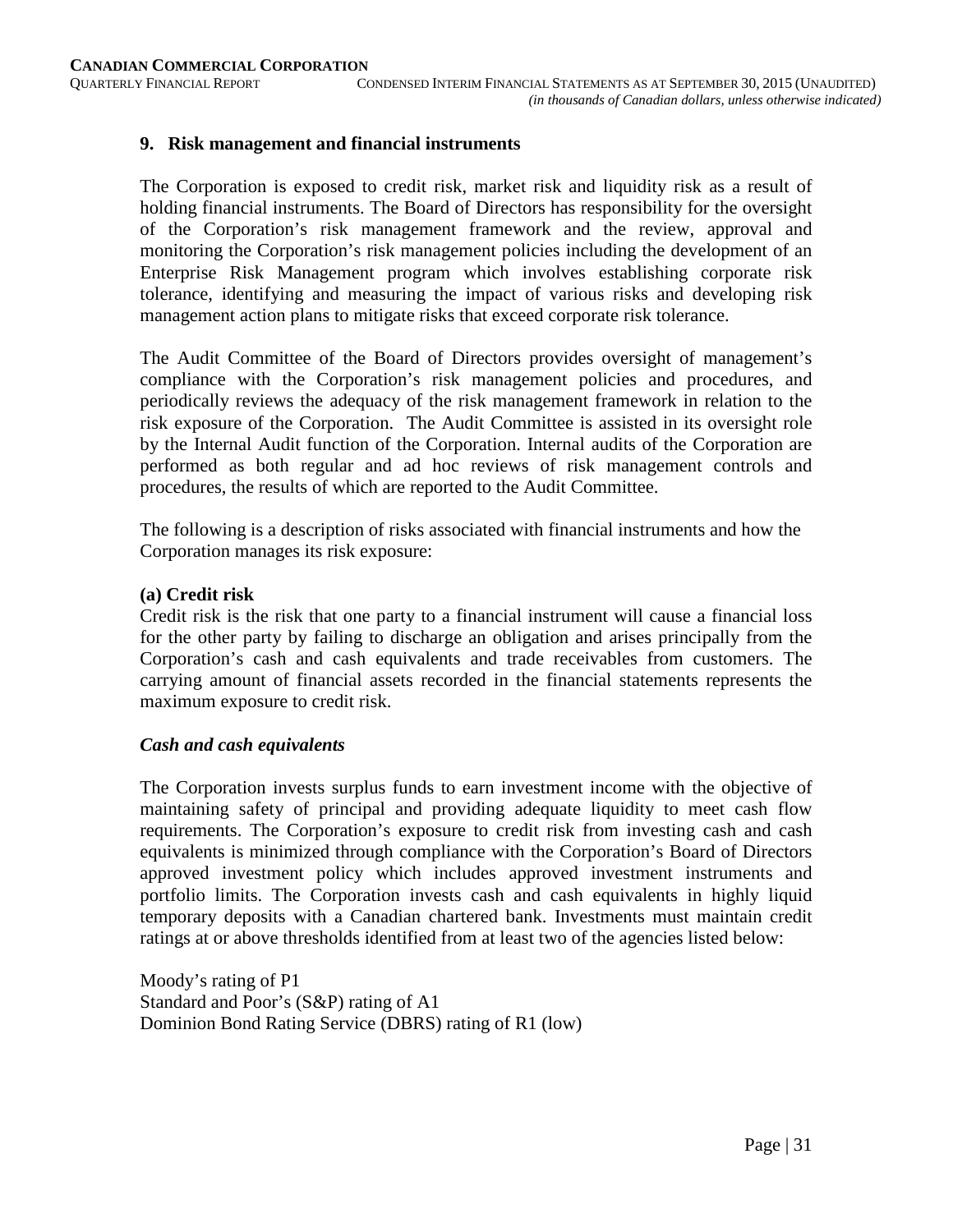## 9. Risk management and financial instruments

The Corporation is exposed to credit risk, market risk and liquidity risk as a result of holding financial instruments. The Board of Directors has responsibility for the oversight of the Corporation's risk management framework and the review, approval and monitoring the Corporation's risk management policies including the development of an Enterprise Risk Management program which involves establishing corporate risk tolerance, identifying and measuring the impact of various risks and developing risk management action plans to mitigate risks that exceed corporate risk tolerance.

The Audit Committee of the Board of Directors provides oversight of management's compliance with the Corporation's risk management policies and procedures, and periodically reviews the adequacy of the risk management framework in relation to the risk exposure of the Corporation. The Audit Committee is assisted in its oversight role by the Internal Audit function of the Corporation. Internal audits of the Corporation are performed as both regular and ad hoc reviews of risk management controls and procedures, the results of which are reported to the Audit Committee.

The following is a description of risks associated with financial instruments and how the Corporation manages its risk exposure:

### (a) Credit risk

Credit risk is the risk that one party to a financial instrument will cause a financial loss for the other party by failing to discharge an obligation and arises principally from the Corporation's cash and cash equivalents and trade receivables from customers. The carrying amount of financial assets recorded in the financial statements represents the maximum exposure to credit risk.

#### *Cash and cash equivalents*

The Corporation invests surplus funds to earn investment income with the objective of maintaining safety of principal and providing adequate liquidity to meet cash flow requirements. The Corporation's exposure to credit risk from investing cash and cash equivalents is minimized through compliance with the Corporation's Board of Directors approved investment policy which includes approved investment instruments and portfolio limits. The Corporation invests cash and cash equivalents in highly liquid temporary deposits with a Canadian chartered bank. Investments must maintain credit ratings at or above thresholds identified from at least two of the agencies listed below:

Moody's rating of P1
Standard and Poor's (S&P) rating of A1
Dominion Bond Rating Service (DBRS) rating of R1 (low)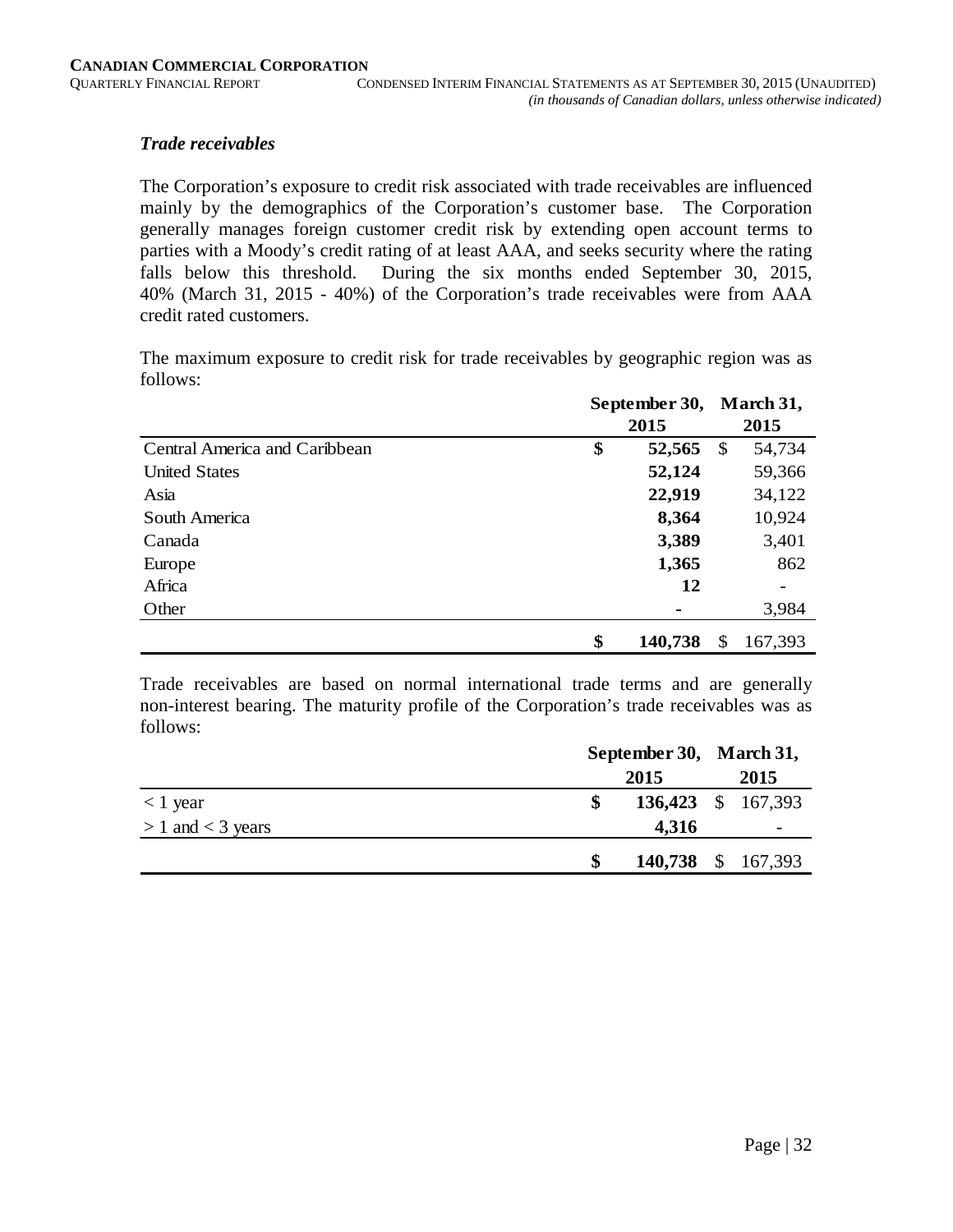### *Trade receivables*

The Corporation's exposure to credit risk associated with trade receivables are influenced mainly by the demographics of the Corporation's customer base. The Corporation generally manages foreign customer credit risk by extending open account terms to parties with a Moody's credit rating of at least AAA, and seeks security where the rating falls below this threshold. During the six months ended September 30, 2015, 40% (March 31, 2015 - 40%) of the Corporation's trade receivables were from AAA credit rated customers.

The maximum exposure to credit risk for trade receivables by geographic region was as follows:

| | **September 30, 2015** | **March 31, 2015** |
|---|---|---|
| Central America and Caribbean | **$ 52,565** | $ 54,734 |
| United States | **52,124** | 59,366 |
| Asia | **22,919** | 34,122 |
| South America | **8,364** | 10,924 |
| Canada | **3,389** | 3,401 |
| Europe | **1,365** | 862 |
| Africa | **12** | - |
| Other | **-** | 3,984 |
| | **$ 140,738** | $ 167,393 |

Trade receivables are based on normal international trade terms and are generally non-interest bearing. The maturity profile of the Corporation's trade receivables was as follows:

| | **September 30, 2015** | **March 31, 2015** |
|---|---|---|
| < 1 year | **$ 136,423** | $ 167,393 |
| > 1 and < 3 years | **4,316** | - |
| | **$ 140,738** | $ 167,393 |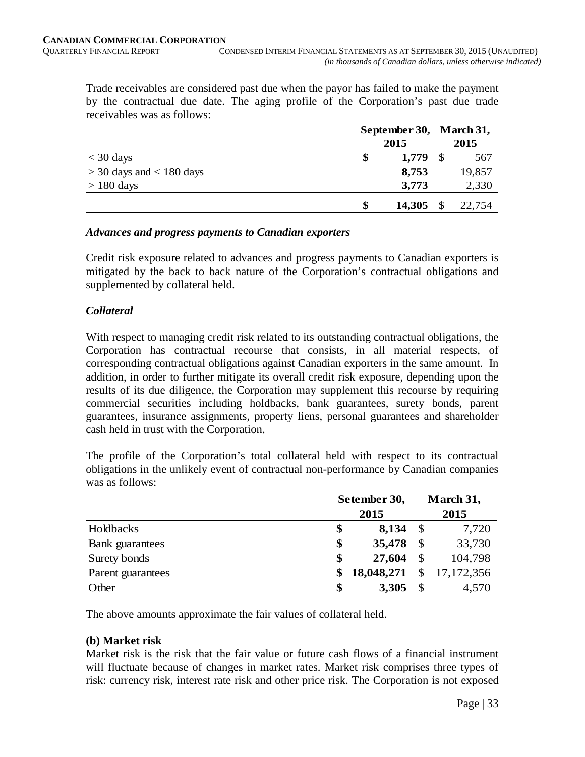Trade receivables are considered past due when the payor has failed to make the payment by the contractual due date. The aging profile of the Corporation's past due trade receivables was as follows:

| | September 30, 2015 | March 31, 2015 |
|---|---|---|
| < 30 days | **$ 1,779** | $ 567 |
| > 30 days and < 180 days | **8,753** | 19,857 |
| > 180 days | **3,773** | 2,330 |
| | **$ 14,305** | $ 22,754 |

### *Advances and progress payments to Canadian exporters*

Credit risk exposure related to advances and progress payments to Canadian exporters is mitigated by the back to back nature of the Corporation's contractual obligations and supplemented by collateral held.

### *Collateral*

With respect to managing credit risk related to its outstanding contractual obligations, the Corporation has contractual recourse that consists, in all material respects, of corresponding contractual obligations against Canadian exporters in the same amount. In addition, in order to further mitigate its overall credit risk exposure, depending upon the results of its due diligence, the Corporation may supplement this recourse by requiring commercial securities including holdbacks, bank guarantees, surety bonds, parent guarantees, insurance assignments, property liens, personal guarantees and shareholder cash held in trust with the Corporation.

The profile of the Corporation's total collateral held with respect to its contractual obligations in the unlikely event of contractual non-performance by Canadian companies was as follows:

| | Setember 30, 2015 | March 31, 2015 |
|---|---|---|
| Holdbacks | **$ 8,134** | $ 7,720 |
| Bank guarantees | **$ 35,478** | $ 33,730 |
| Surety bonds | **$ 27,604** | $ 104,798 |
| Parent guarantees | **$ 18,048,271** | $ 17,172,356 |
| Other | **$ 3,305** | $ 4,570 |

The above amounts approximate the fair values of collateral held.

**(b) Market risk**

Market risk is the risk that the fair value or future cash flows of a financial instrument will fluctuate because of changes in market rates. Market risk comprises three types of risk: currency risk, interest rate risk and other price risk. The Corporation is not exposed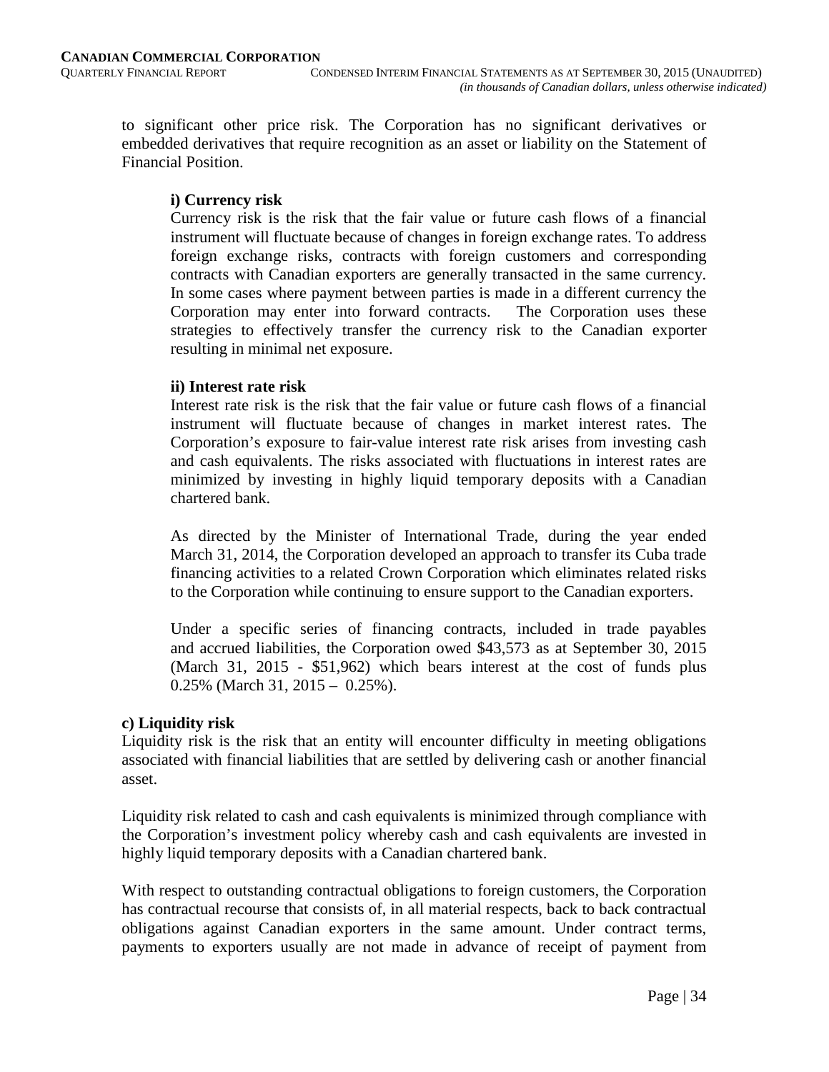to significant other price risk. The Corporation has no significant derivatives or embedded derivatives that require recognition as an asset or liability on the Statement of Financial Position.

**i) Currency risk**

Currency risk is the risk that the fair value or future cash flows of a financial instrument will fluctuate because of changes in foreign exchange rates. To address foreign exchange risks, contracts with foreign customers and corresponding contracts with Canadian exporters are generally transacted in the same currency. In some cases where payment between parties is made in a different currency the Corporation may enter into forward contracts. The Corporation uses these strategies to effectively transfer the currency risk to the Canadian exporter resulting in minimal net exposure.

**ii) Interest rate risk**

Interest rate risk is the risk that the fair value or future cash flows of a financial instrument will fluctuate because of changes in market interest rates. The Corporation's exposure to fair-value interest rate risk arises from investing cash and cash equivalents. The risks associated with fluctuations in interest rates are minimized by investing in highly liquid temporary deposits with a Canadian chartered bank.

As directed by the Minister of International Trade, during the year ended March 31, 2014, the Corporation developed an approach to transfer its Cuba trade financing activities to a related Crown Corporation which eliminates related risks to the Corporation while continuing to ensure support to the Canadian exporters.

Under a specific series of financing contracts, included in trade payables and accrued liabilities, the Corporation owed $43,573 as at September 30, 2015 (March 31, 2015 - $51,962) which bears interest at the cost of funds plus 0.25% (March 31, 2015 – 0.25%).

**c) Liquidity risk**

Liquidity risk is the risk that an entity will encounter difficulty in meeting obligations associated with financial liabilities that are settled by delivering cash or another financial asset.

Liquidity risk related to cash and cash equivalents is minimized through compliance with the Corporation's investment policy whereby cash and cash equivalents are invested in highly liquid temporary deposits with a Canadian chartered bank.

With respect to outstanding contractual obligations to foreign customers, the Corporation has contractual recourse that consists of, in all material respects, back to back contractual obligations against Canadian exporters in the same amount. Under contract terms, payments to exporters usually are not made in advance of receipt of payment from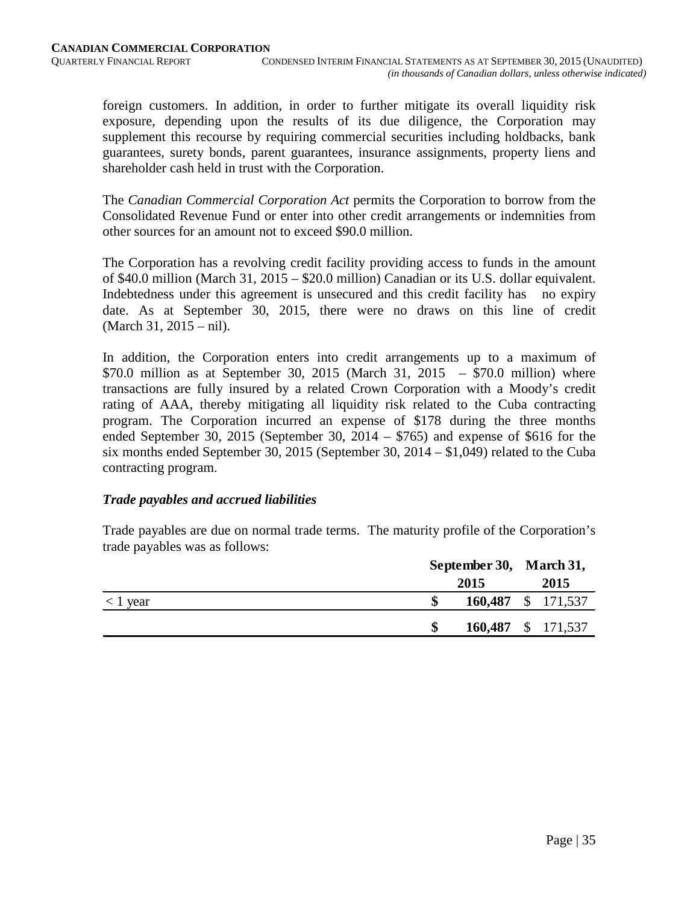foreign customers. In addition, in order to further mitigate its overall liquidity risk exposure, depending upon the results of its due diligence, the Corporation may supplement this recourse by requiring commercial securities including holdbacks, bank guarantees, surety bonds, parent guarantees, insurance assignments, property liens and shareholder cash held in trust with the Corporation.

The *Canadian Commercial Corporation Act* permits the Corporation to borrow from the Consolidated Revenue Fund or enter into other credit arrangements or indemnities from other sources for an amount not to exceed $90.0 million.

The Corporation has a revolving credit facility providing access to funds in the amount of $40.0 million (March 31, 2015 – $20.0 million) Canadian or its U.S. dollar equivalent. Indebtedness under this agreement is unsecured and this credit facility has no expiry date. As at September 30, 2015, there were no draws on this line of credit (March 31, 2015 – nil).

In addition, the Corporation enters into credit arrangements up to a maximum of $70.0 million as at September 30, 2015 (March 31, 2015 – $70.0 million) where transactions are fully insured by a related Crown Corporation with a Moody's credit rating of AAA, thereby mitigating all liquidity risk related to the Cuba contracting program. The Corporation incurred an expense of $178 during the three months ended September 30, 2015 (September 30, 2014 – $765) and expense of $616 for the six months ended September 30, 2015 (September 30, 2014 – $1,049) related to the Cuba contracting program.

### *Trade payables and accrued liabilities*

Trade payables are due on normal trade terms. The maturity profile of the Corporation's trade payables was as follows:

| | September 30, 2015 | March 31, 2015 |
|---|---|---|
| < 1 year | **$ 160,487** | $ 171,537 |
| | **$ 160,487** | $ 171,537 |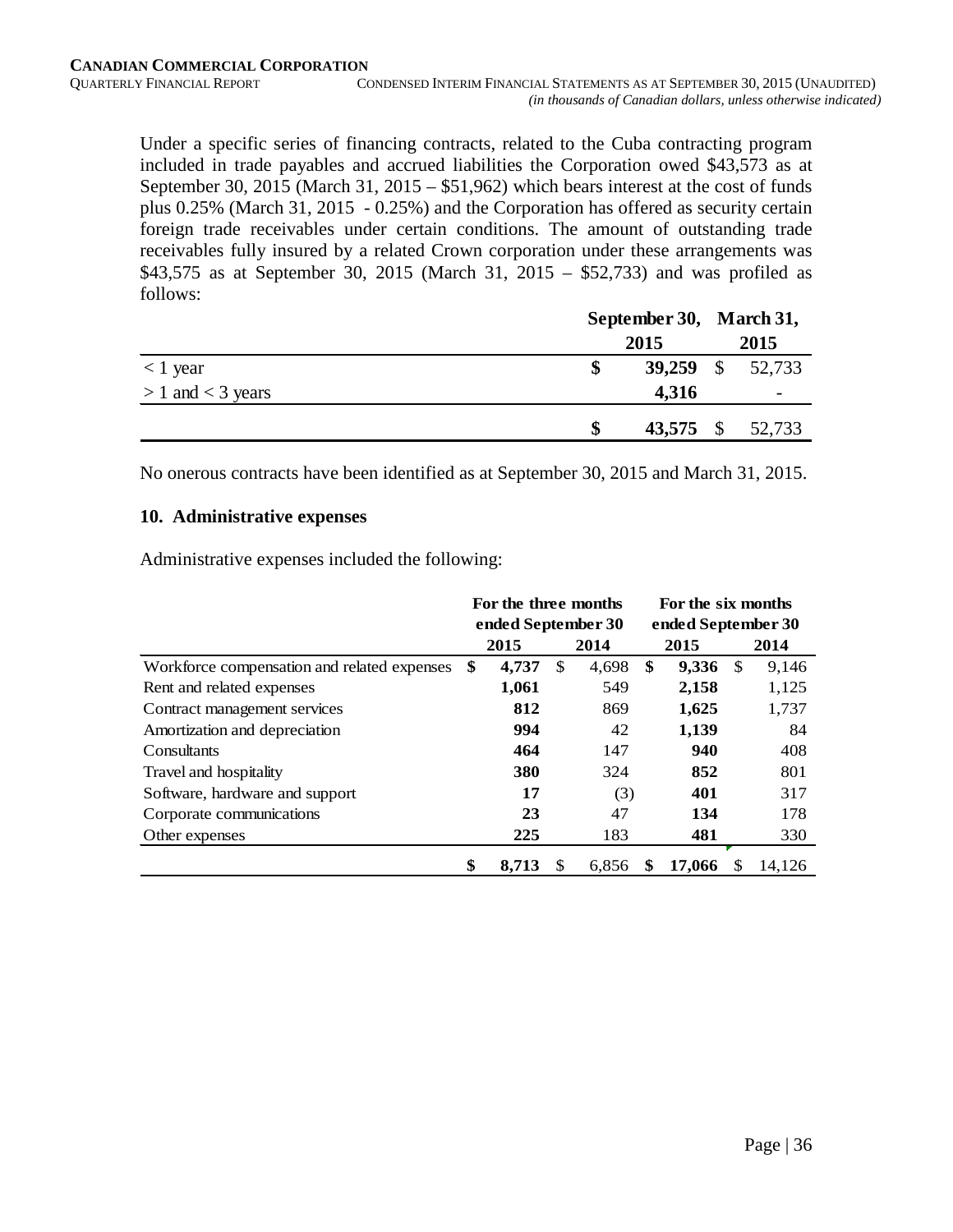Under a specific series of financing contracts, related to the Cuba contracting program included in trade payables and accrued liabilities the Corporation owed $43,573 as at September 30, 2015 (March 31, 2015 – $51,962) which bears interest at the cost of funds plus 0.25% (March 31, 2015 - 0.25%) and the Corporation has offered as security certain foreign trade receivables under certain conditions. The amount of outstanding trade receivables fully insured by a related Crown corporation under these arrangements was $43,575 as at September 30, 2015 (March 31, 2015 – $52,733) and was profiled as follows:

| | September 30, 2015 | March 31, 2015 |
|---|---|---|
| < 1 year | **$ 39,259** | $ 52,733 |
| > 1 and < 3 years | **4,316** | - |
| | **$ 43,575** | $ 52,733 |

No onerous contracts have been identified as at September 30, 2015 and March 31, 2015.

## 10. Administrative expenses

Administrative expenses included the following:

| | For the three months ended September 30 | | For the six months ended September 30 | |
|---|---|---|---|---|
| | 2015 | 2014 | 2015 | 2014 |
| Workforce compensation and related expenses | **$ 4,737** | $ 4,698 | **$ 9,336** | $ 9,146 |
| Rent and related expenses | **1,061** | 549 | **2,158** | 1,125 |
| Contract management services | **812** | 869 | **1,625** | 1,737 |
| Amortization and depreciation | **994** | 42 | **1,139** | 84 |
| Consultants | **464** | 147 | **940** | 408 |
| Travel and hospitality | **380** | 324 | **852** | 801 |
| Software, hardware and support | **17** | (3) | **401** | 317 |
| Corporate communications | **23** | 47 | **134** | 178 |
| Other expenses | **225** | 183 | **481** | 330 |
| | **$ 8,713** | $ 6,856 | **$ 17,066** | $ 14,126 |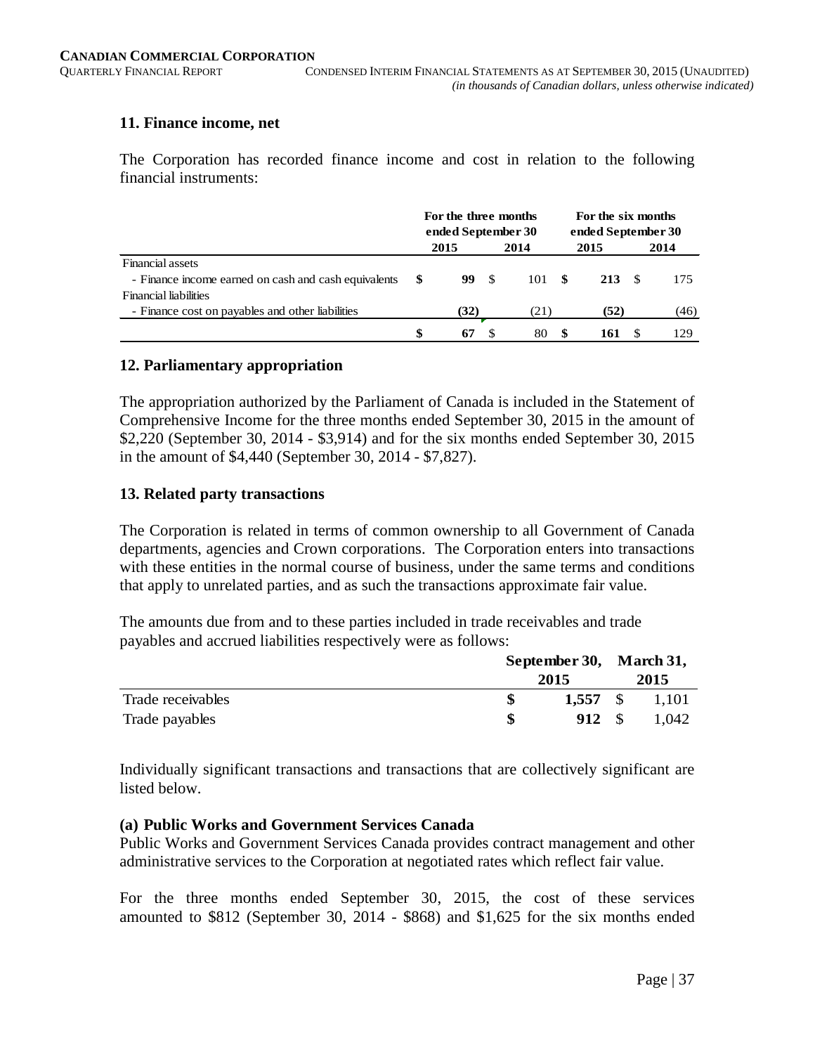## 11. Finance income, net

The Corporation has recorded finance income and cost in relation to the following financial instruments:

| | For the three months ended September 30 | | For the six months ended September 30 | |
|---|---|---|---|---|
| | **2015** | **2014** | **2015** | **2014** |
| Financial assets | | | | |
| - Finance income earned on cash and cash equivalents | **$ 99** | $ 101 | **$ 213** | $ 175 |
| Financial liabilities | | | | |
| - Finance cost on payables and other liabilities | **(32)** | (21) | **(52)** | (46) |
| | **$ 67** | $ 80 | **$ 161** | $ 129 |

## 12. Parliamentary appropriation

The appropriation authorized by the Parliament of Canada is included in the Statement of Comprehensive Income for the three months ended September 30, 2015 in the amount of $2,220 (September 30, 2014 - $3,914) and for the six months ended September 30, 2015 in the amount of $4,440 (September 30, 2014 - $7,827).

## 13. Related party transactions

The Corporation is related in terms of common ownership to all Government of Canada departments, agencies and Crown corporations. The Corporation enters into transactions with these entities in the normal course of business, under the same terms and conditions that apply to unrelated parties, and as such the transactions approximate fair value.

The amounts due from and to these parties included in trade receivables and trade payables and accrued liabilities respectively were as follows:

| | September 30, 2015 | March 31, 2015 |
|---|---|---|
| Trade receivables | **$ 1,557** | $ 1,101 |
| Trade payables | **$ 912** | $ 1,042 |

Individually significant transactions and transactions that are collectively significant are listed below.

### (a) Public Works and Government Services Canada

Public Works and Government Services Canada provides contract management and other administrative services to the Corporation at negotiated rates which reflect fair value.

For the three months ended September 30, 2015, the cost of these services amounted to $812 (September 30, 2014 - $868) and $1,625 for the six months ended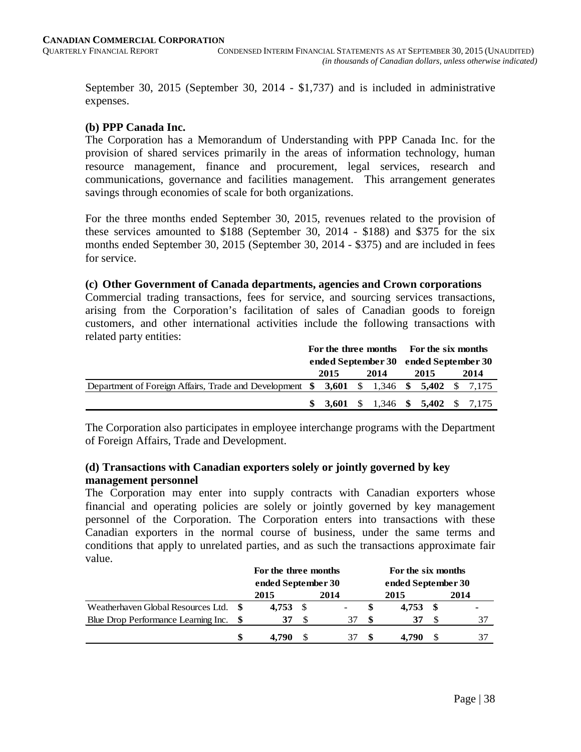September 30, 2015 (September 30, 2014 - $1,737) and is included in administrative expenses.

**(b) PPP Canada Inc.**

The Corporation has a Memorandum of Understanding with PPP Canada Inc. for the provision of shared services primarily in the areas of information technology, human resource management, finance and procurement, legal services, research and communications, governance and facilities management. This arrangement generates savings through economies of scale for both organizations.

For the three months ended September 30, 2015, revenues related to the provision of these services amounted to $188 (September 30, 2014 - $188) and $375 for the six months ended September 30, 2015 (September 30, 2014 - $375) and are included in fees for service.

**(c) Other Government of Canada departments, agencies and Crown corporations**

Commercial trading transactions, fees for service, and sourcing services transactions, arising from the Corporation's facilitation of sales of Canadian goods to foreign customers, and other international activities include the following transactions with related party entities:

| | For the three months ended September 30 | | For the six months ended September 30 | |
|---|---|---|---|---|
| | **2015** | **2014** | **2015** | **2014** |
| Department of Foreign Affairs, Trade and Development | **$ 3,601** | $ 1,346 | **$ 5,402** | $ 7,175 |
| | **$ 3,601** | $ 1,346 | **$ 5,402** | $ 7,175 |

The Corporation also participates in employee interchange programs with the Department of Foreign Affairs, Trade and Development.

**(d) Transactions with Canadian exporters solely or jointly governed by key management personnel**

The Corporation may enter into supply contracts with Canadian exporters whose financial and operating policies are solely or jointly governed by key management personnel of the Corporation. The Corporation enters into transactions with these Canadian exporters in the normal course of business, under the same terms and conditions that apply to unrelated parties, and as such the transactions approximate fair value.

| | For the three months ended September 30 | | For the six months ended September 30 | |
|---|---|---|---|---|
| | **2015** | **2014** | **2015** | **2014** |
| Weatherhaven Global Resources Ltd. | **$ 4,753** | $ - | **$ 4,753** | $ - |
| Blue Drop Performance Learning Inc. | **$ 37** | $ 37 | **$ 37** | $ 37 |
| | **$ 4,790** | $ 37 | **$ 4,790** | $ 37 |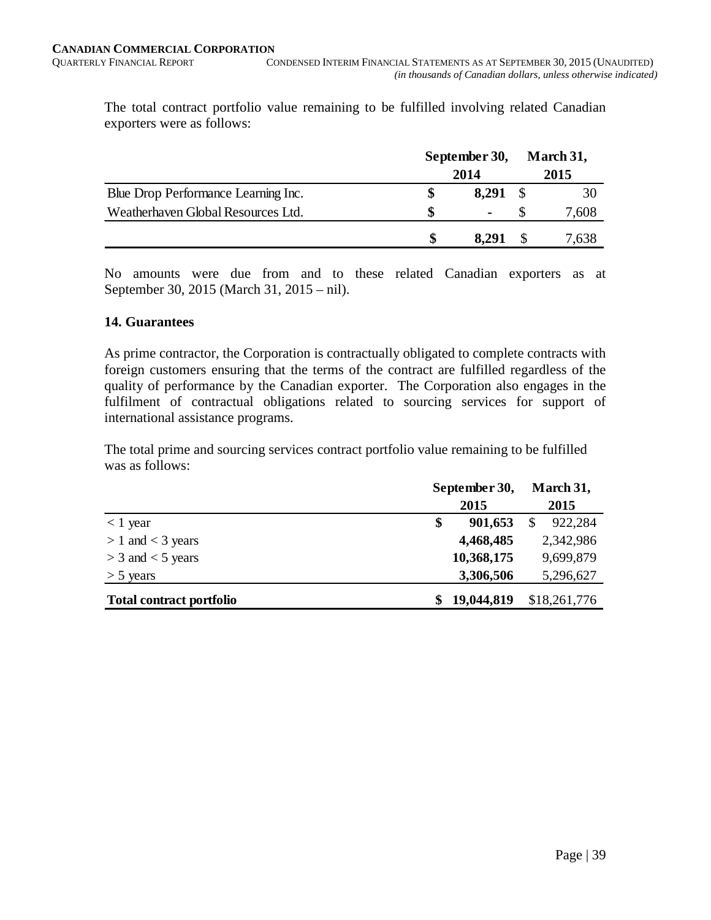The total contract portfolio value remaining to be fulfilled involving related Canadian exporters were as follows:

| | September 30, 2014 | March 31, 2015 |
|---|---|---|
| Blue Drop Performance Learning Inc. | **$ 8,291** | $ 30 |
| Weatherhaven Global Resources Ltd. | **$ -** | $ 7,608 |
| | **$ 8,291** | $ 7,638 |

No amounts were due from and to these related Canadian exporters as at September 30, 2015 (March 31, 2015 – nil).

### 14. Guarantees

As prime contractor, the Corporation is contractually obligated to complete contracts with foreign customers ensuring that the terms of the contract are fulfilled regardless of the quality of performance by the Canadian exporter. The Corporation also engages in the fulfilment of contractual obligations related to sourcing services for support of international assistance programs.

The total prime and sourcing services contract portfolio value remaining to be fulfilled was as follows:

| | September 30, 2015 | March 31, 2015 |
|---|---|---|
| < 1 year | **$ 901,653** | $ 922,284 |
| > 1 and < 3 years | **4,468,485** | 2,342,986 |
| > 3 and < 5 years | **10,368,175** | 9,699,879 |
| > 5 years | **3,306,506** | 5,296,627 |
| **Total contract portfolio** | **$ 19,044,819** | $18,261,776 |